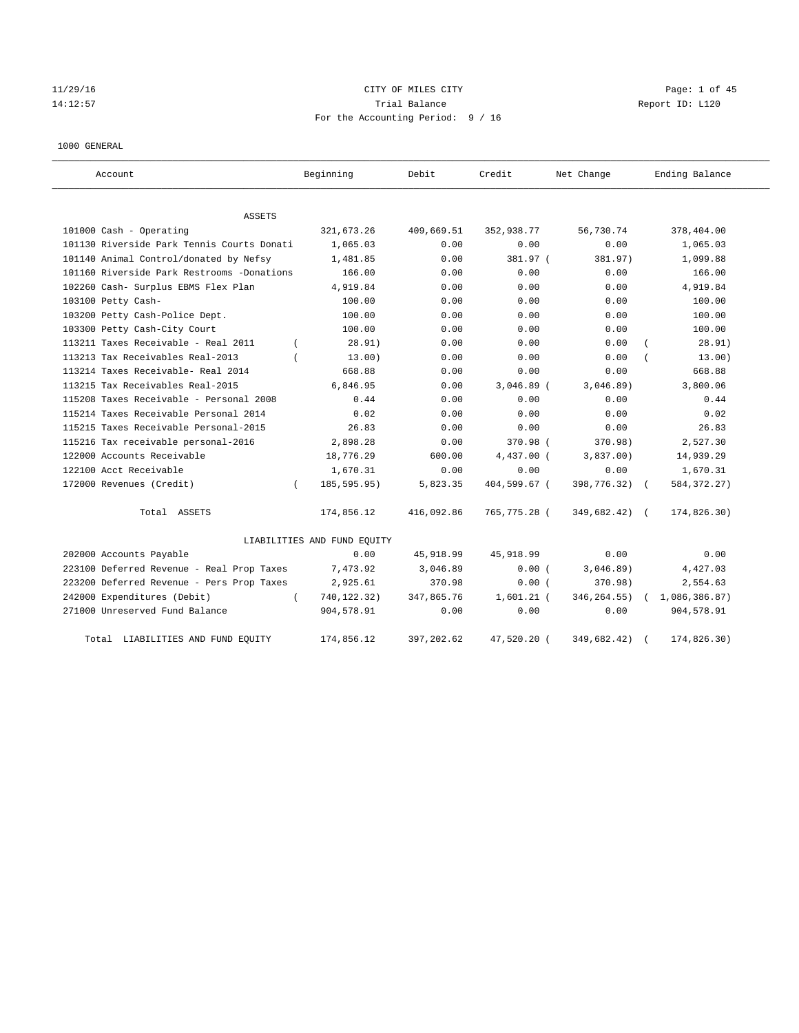CITY OF MILES CITY

Trial Balance

For the Accounting Period: 9 / 16

1000 GENERAL

| Account | Beginning | Debit | Credit | Net Change | Ending Balance |
|---|---|---|---|---|---|
| ASSETS | | | | | |
| 101000 Cash - Operating | 321,673.26 | 409,669.51 | 352,938.77 | 56,730.74 | 378,404.00 |
| 101130 Riverside Park Tennis Courts Donati | 1,065.03 | 0.00 | 0.00 | 0.00 | 1,065.03 |
| 101140 Animal Control/donated by Nefsy | 1,481.85 | 0.00 | 381.97 | (381.97) | 1,099.88 |
| 101160 Riverside Park Restrooms -Donations | 166.00 | 0.00 | 0.00 | 0.00 | 166.00 |
| 102260 Cash- Surplus EBMS Flex Plan | 4,919.84 | 0.00 | 0.00 | 0.00 | 4,919.84 |
| 103100 Petty Cash- | 100.00 | 0.00 | 0.00 | 0.00 | 100.00 |
| 103200 Petty Cash-Police Dept. | 100.00 | 0.00 | 0.00 | 0.00 | 100.00 |
| 103300 Petty Cash-City Court | 100.00 | 0.00 | 0.00 | 0.00 | 100.00 |
| 113211 Taxes Receivable - Real 2011 | (28.91) | 0.00 | 0.00 | 0.00 | (28.91) |
| 113213 Tax Receivables Real-2013 | (13.00) | 0.00 | 0.00 | 0.00 | (13.00) |
| 113214 Taxes Receivable- Real 2014 | 668.88 | 0.00 | 0.00 | 0.00 | 668.88 |
| 113215 Tax Receivables Real-2015 | 6,846.95 | 0.00 | 3,046.89 | (3,046.89) | 3,800.06 |
| 115208 Taxes Receivable - Personal 2008 | 0.44 | 0.00 | 0.00 | 0.00 | 0.44 |
| 115214 Taxes Receivable Personal 2014 | 0.02 | 0.00 | 0.00 | 0.00 | 0.02 |
| 115215 Taxes Receivable Personal-2015 | 26.83 | 0.00 | 0.00 | 0.00 | 26.83 |
| 115216 Tax receivable personal-2016 | 2,898.28 | 0.00 | 370.98 | (370.98) | 2,527.30 |
| 122000 Accounts Receivable | 18,776.29 | 600.00 | 4,437.00 | (3,837.00) | 14,939.29 |
| 122100 Acct Receivable | 1,670.31 | 0.00 | 0.00 | 0.00 | 1,670.31 |
| 172000 Revenues (Credit) | (185,595.95) | 5,823.35 | 404,599.67 | (398,776.32) | (584,372.27) |
| Total ASSETS | 174,856.12 | 416,092.86 | 765,775.28 | (349,682.42) | (174,826.30) |
| LIABILITIES AND FUND EQUITY | | | | | |
| 202000 Accounts Payable | 0.00 | 45,918.99 | 45,918.99 | 0.00 | 0.00 |
| 223100 Deferred Revenue - Real Prop Taxes | 7,473.92 | 3,046.89 | 0.00 | (3,046.89) | 4,427.03 |
| 223200 Deferred Revenue - Pers Prop Taxes | 2,925.61 | 370.98 | 0.00 | (370.98) | 2,554.63 |
| 242000 Expenditures (Debit) | (740,122.32) | 347,865.76 | 1,601.21 | (346,264.55) | (1,086,386.87) |
| 271000 Unreserved Fund Balance | 904,578.91 | 0.00 | 0.00 | 0.00 | 904,578.91 |
| Total LIABILITIES AND FUND EQUITY | 174,856.12 | 397,202.62 | 47,520.20 | (349,682.42) | (174,826.30) |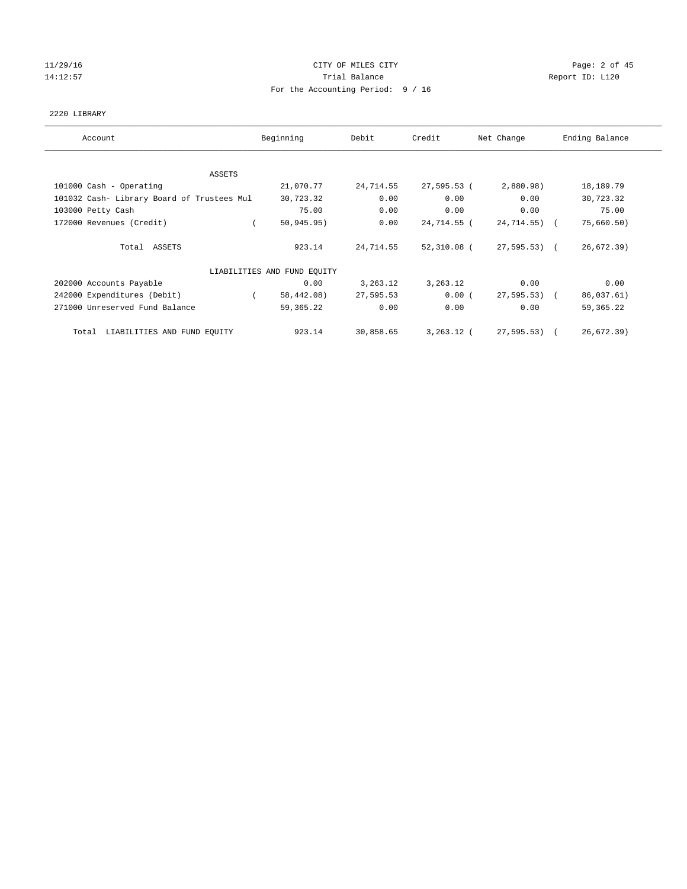CITY OF MILES CITY
Trial Balance
For the Accounting Period: 9 / 16

11/29/16 14:12:57 — Report ID: L120

2220 LIBRARY

| Account | Beginning | Debit | Credit | Net Change | Ending Balance |
|---|---|---|---|---|---|
| ASSETS | | | | | |
| 101000 Cash - Operating | 21,070.77 | 24,714.55 | 27,595.53 | ( 2,880.98) | 18,189.79 |
| 101032 Cash- Library Board of Trustees Mul | 30,723.32 | 0.00 | 0.00 | 0.00 | 30,723.32 |
| 103000 Petty Cash | 75.00 | 0.00 | 0.00 | 0.00 | 75.00 |
| 172000 Revenues (Credit) | ( 50,945.95) | 0.00 | 24,714.55 | ( 24,714.55) | ( 75,660.50) |
| Total ASSETS | 923.14 | 24,714.55 | 52,310.08 | ( 27,595.53) | ( 26,672.39) |
| LIABILITIES AND FUND EQUITY | | | | | |
| 202000 Accounts Payable | 0.00 | 3,263.12 | 3,263.12 | 0.00 | 0.00 |
| 242000 Expenditures (Debit) | ( 58,442.08) | 27,595.53 | 0.00 | ( 27,595.53) | ( 86,037.61) |
| 271000 Unreserved Fund Balance | 59,365.22 | 0.00 | 0.00 | 0.00 | 59,365.22 |
| Total LIABILITIES AND FUND EQUITY | 923.14 | 30,858.65 | 3,263.12 | ( 27,595.53) | ( 26,672.39) |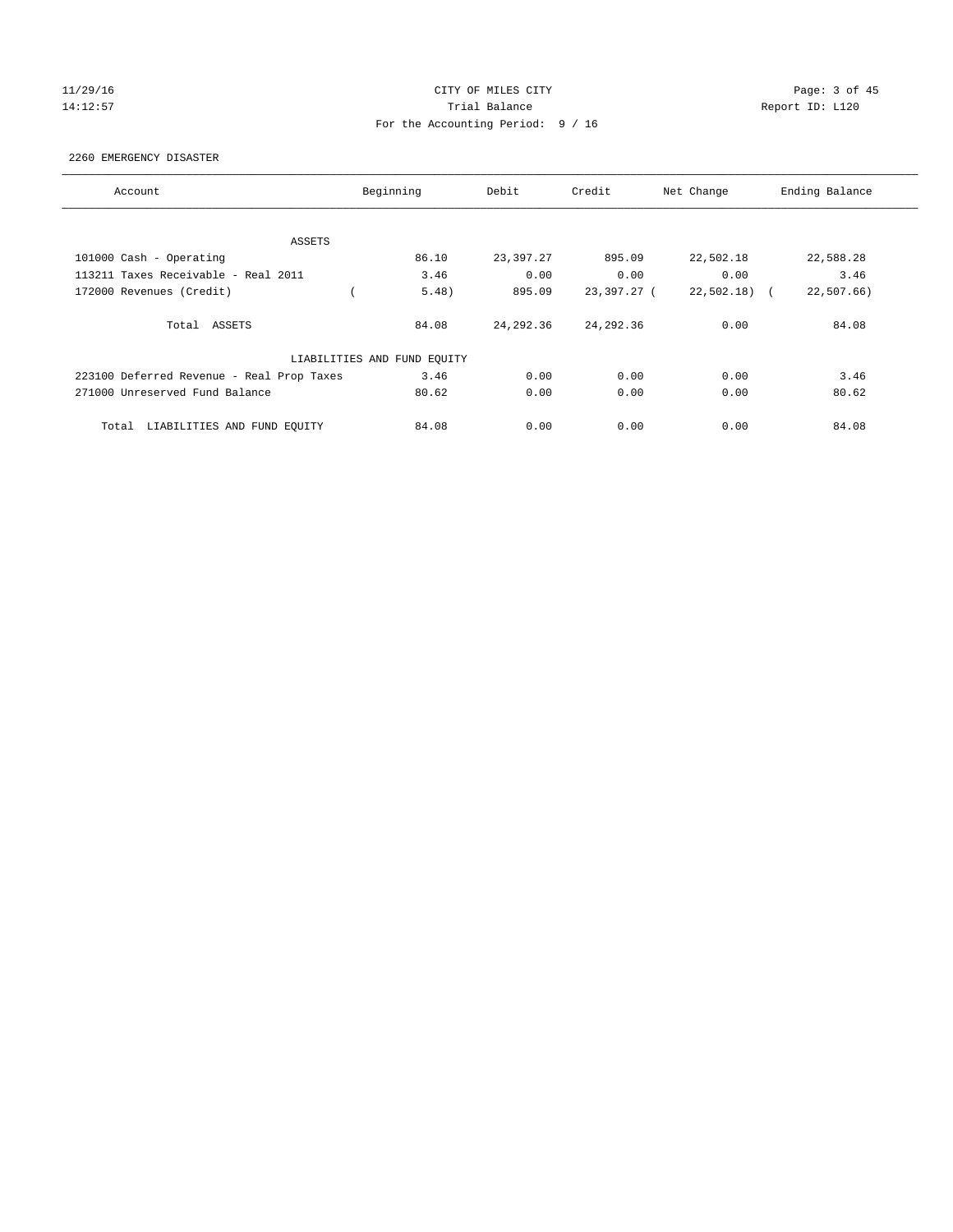CITY OF MILES CITY

Trial Balance

For the Accounting Period: 9 / 16

11/29/16 14:12:57 Report ID: L120

2260 EMERGENCY DISASTER

| Account | Beginning | Debit | Credit | Net Change | Ending Balance |
|---|---|---|---|---|---|
| ASSETS | | | | | |
| 101000 Cash - Operating | 86.10 | 23,397.27 | 895.09 | 22,502.18 | 22,588.28 |
| 113211 Taxes Receivable - Real 2011 | 3.46 | 0.00 | 0.00 | 0.00 | 3.46 |
| 172000 Revenues (Credit) | ( 5.48) | 895.09 | 23,397.27 | ( 22,502.18) | ( 22,507.66) |
| Total ASSETS | 84.08 | 24,292.36 | 24,292.36 | 0.00 | 84.08 |
| LIABILITIES AND FUND EQUITY | | | | | |
| 223100 Deferred Revenue - Real Prop Taxes | 3.46 | 0.00 | 0.00 | 0.00 | 3.46 |
| 271000 Unreserved Fund Balance | 80.62 | 0.00 | 0.00 | 0.00 | 80.62 |
| Total LIABILITIES AND FUND EQUITY | 84.08 | 0.00 | 0.00 | 0.00 | 84.08 |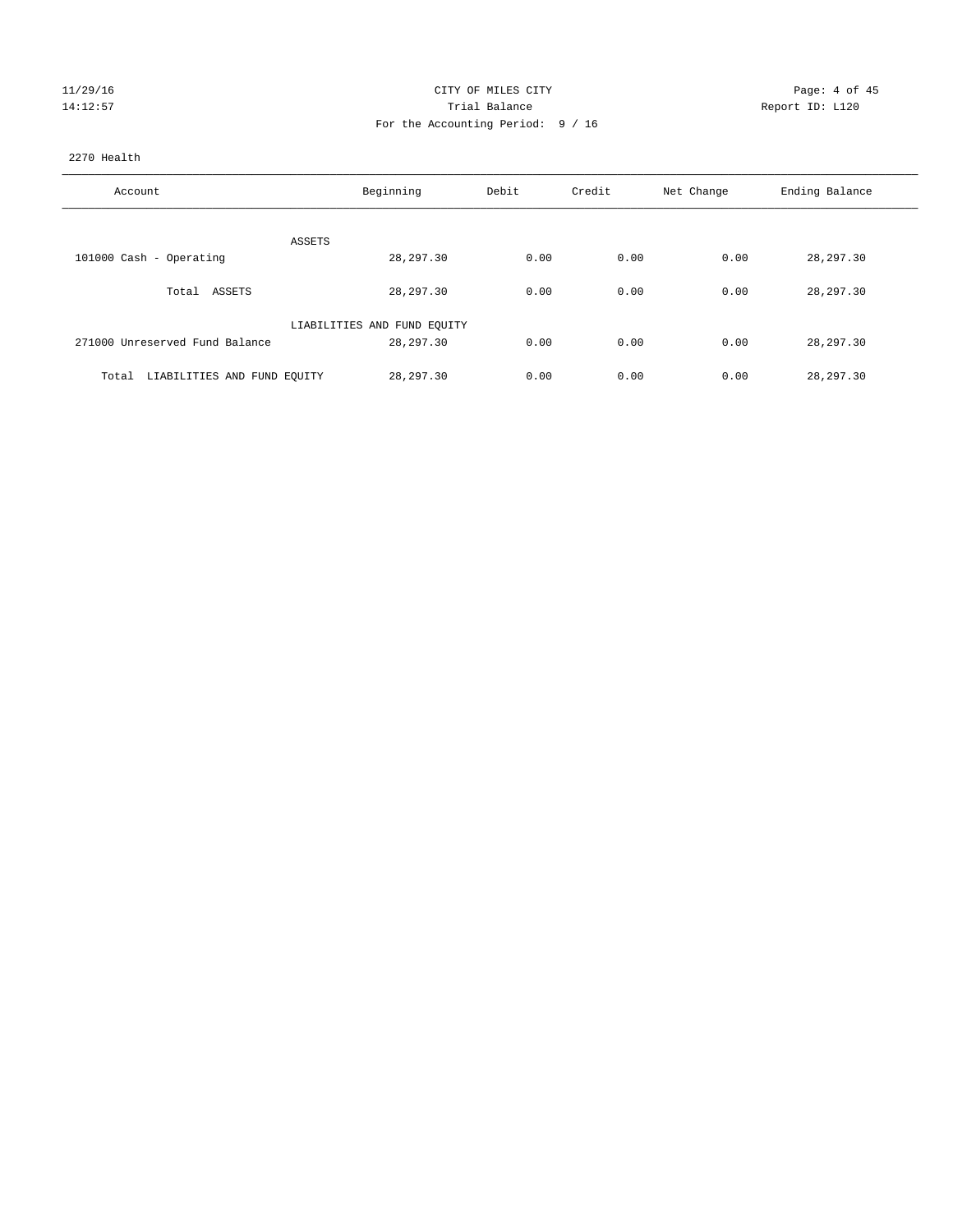CITY OF MILES CITY

Trial Balance

For the Accounting Period: 9 / 16

11/29/16
14:12:57

Report ID: L120

2270 Health

| Account | Beginning | Debit | Credit | Net Change | Ending Balance |
|---|---|---|---|---|---|
| ASSETS | | | | | |
| 101000 Cash - Operating | 28,297.30 | 0.00 | 0.00 | 0.00 | 28,297.30 |
| Total ASSETS | 28,297.30 | 0.00 | 0.00 | 0.00 | 28,297.30 |
| LIABILITIES AND FUND EQUITY | | | | | |
| 271000 Unreserved Fund Balance | 28,297.30 | 0.00 | 0.00 | 0.00 | 28,297.30 |
| Total LIABILITIES AND FUND EQUITY | 28,297.30 | 0.00 | 0.00 | 0.00 | 28,297.30 |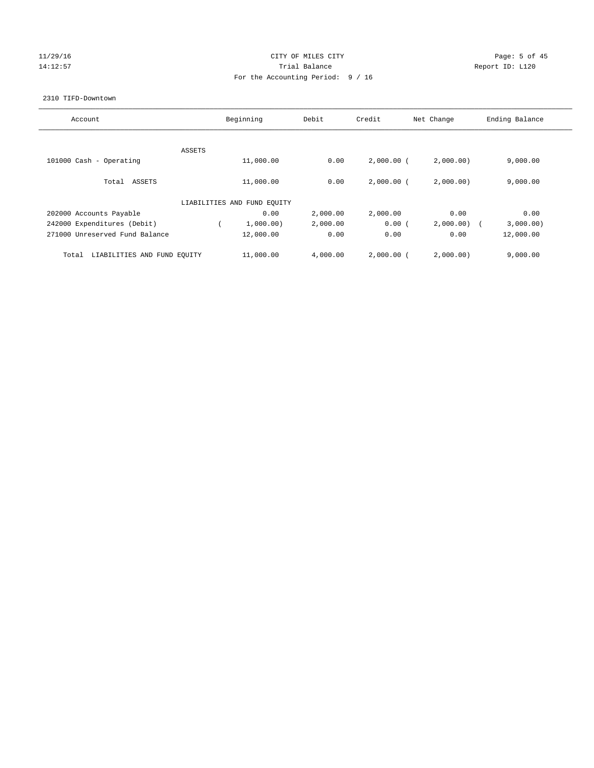CITY OF MILES CITY

Trial Balance

For the Accounting Period: 9 / 16

11/29/16 14:12:57 Report ID: L120

2310 TIFD-Downtown

| Account | Beginning | Debit | Credit | Net Change | Ending Balance |
|---|---|---|---|---|---|
| ASSETS | | | | | |
| 101000 Cash - Operating | 11,000.00 | 0.00 | 2,000.00 | (2,000.00) | 9,000.00 |
| Total ASSETS | 11,000.00 | 0.00 | 2,000.00 | (2,000.00) | 9,000.00 |
| LIABILITIES AND FUND EQUITY | | | | | |
| 202000 Accounts Payable | 0.00 | 2,000.00 | 2,000.00 | 0.00 | 0.00 |
| 242000 Expenditures (Debit) | (1,000.00) | 2,000.00 | 0.00 | (2,000.00) | (3,000.00) |
| 271000 Unreserved Fund Balance | 12,000.00 | 0.00 | 0.00 | 0.00 | 12,000.00 |
| Total LIABILITIES AND FUND EQUITY | 11,000.00 | 4,000.00 | 2,000.00 | (2,000.00) | 9,000.00 |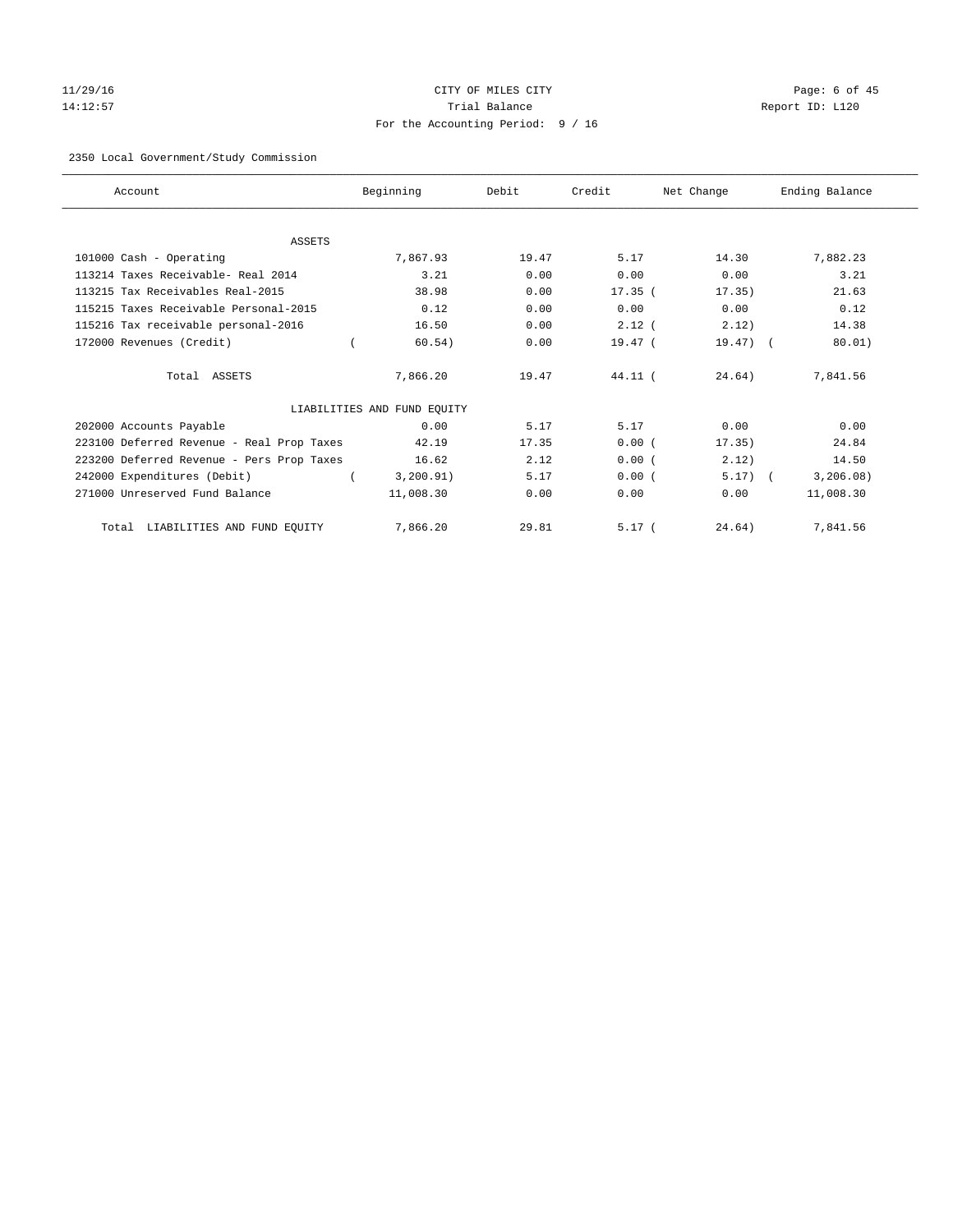CITY OF MILES CITY
Trial Balance
For the Accounting Period: 9 / 16

11/29/16
14:12:57

Report ID: L120

2350 Local Government/Study Commission

| Account | Beginning | Debit | Credit | Net Change | Ending Balance |
|---|---|---|---|---|---|
| ASSETS | | | | | |
| 101000 Cash - Operating | 7,867.93 | 19.47 | 5.17 | 14.30 | 7,882.23 |
| 113214 Taxes Receivable- Real 2014 | 3.21 | 0.00 | 0.00 | 0.00 | 3.21 |
| 113215 Tax Receivables Real-2015 | 38.98 | 0.00 | 17.35 | (17.35) | 21.63 |
| 115215 Taxes Receivable Personal-2015 | 0.12 | 0.00 | 0.00 | 0.00 | 0.12 |
| 115216 Tax receivable personal-2016 | 16.50 | 0.00 | 2.12 | (2.12) | 14.38 |
| 172000 Revenues (Credit) | (60.54) | 0.00 | 19.47 | (19.47) | (80.01) |
| Total ASSETS | 7,866.20 | 19.47 | 44.11 | (24.64) | 7,841.56 |
| LIABILITIES AND FUND EQUITY | | | | | |
| 202000 Accounts Payable | 0.00 | 5.17 | 5.17 | 0.00 | 0.00 |
| 223100 Deferred Revenue - Real Prop Taxes | 42.19 | 17.35 | 0.00 | (17.35) | 24.84 |
| 223200 Deferred Revenue - Pers Prop Taxes | 16.62 | 2.12 | 0.00 | (2.12) | 14.50 |
| 242000 Expenditures (Debit) | (3,200.91) | 5.17 | 0.00 | (5.17) | (3,206.08) |
| 271000 Unreserved Fund Balance | 11,008.30 | 0.00 | 0.00 | 0.00 | 11,008.30 |
| Total LIABILITIES AND FUND EQUITY | 7,866.20 | 29.81 | 5.17 | (24.64) | 7,841.56 |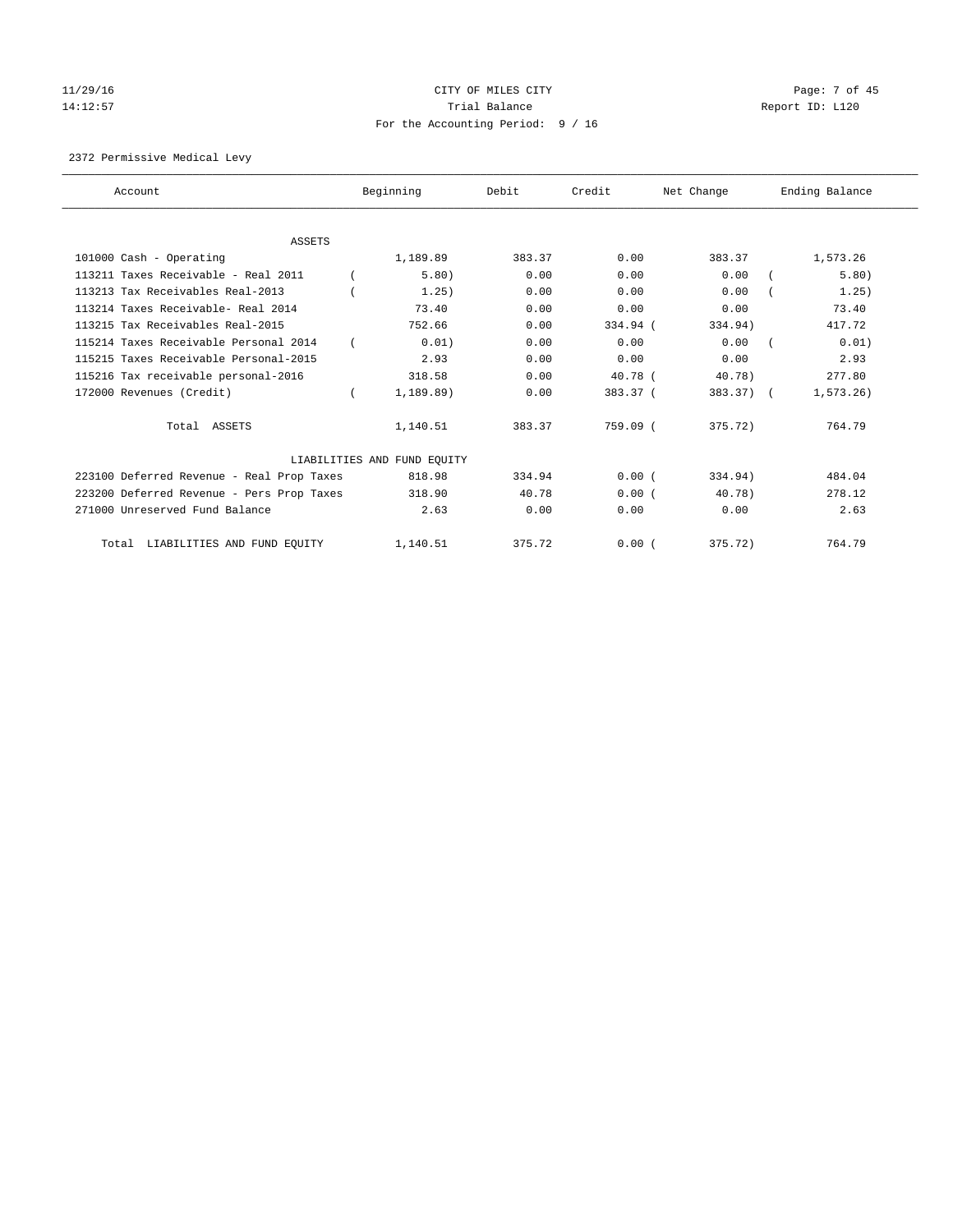# CITY OF MILES CITY
## Trial Balance
### For the Accounting Period: 9 / 16

11/29/16 14:12:57 — Report ID: L120

2372 Permissive Medical Levy

| Account | Beginning | Debit | Credit | Net Change | Ending Balance |
|---|---|---|---|---|---|
| **ASSETS** | | | | | |
| 101000 Cash - Operating | 1,189.89 | 383.37 | 0.00 | 383.37 | 1,573.26 |
| 113211 Taxes Receivable - Real 2011 | (5.80) | 0.00 | 0.00 | 0.00 | (5.80) |
| 113213 Tax Receivables Real-2013 | (1.25) | 0.00 | 0.00 | 0.00 | (1.25) |
| 113214 Taxes Receivable- Real 2014 | 73.40 | 0.00 | 0.00 | 0.00 | 73.40 |
| 113215 Tax Receivables Real-2015 | 752.66 | 0.00 | 334.94 | (334.94) | 417.72 |
| 115214 Taxes Receivable Personal 2014 | (0.01) | 0.00 | 0.00 | 0.00 | (0.01) |
| 115215 Taxes Receivable Personal-2015 | 2.93 | 0.00 | 0.00 | 0.00 | 2.93 |
| 115216 Tax receivable personal-2016 | 318.58 | 0.00 | 40.78 | (40.78) | 277.80 |
| 172000 Revenues (Credit) | (1,189.89) | 0.00 | 383.37 | (383.37) | (1,573.26) |
| Total ASSETS | 1,140.51 | 383.37 | 759.09 | (375.72) | 764.79 |
| **LIABILITIES AND FUND EQUITY** | | | | | |
| 223100 Deferred Revenue - Real Prop Taxes | 818.98 | 334.94 | 0.00 | (334.94) | 484.04 |
| 223200 Deferred Revenue - Pers Prop Taxes | 318.90 | 40.78 | 0.00 | (40.78) | 278.12 |
| 271000 Unreserved Fund Balance | 2.63 | 0.00 | 0.00 | 0.00 | 2.63 |
| Total LIABILITIES AND FUND EQUITY | 1,140.51 | 375.72 | 0.00 | (375.72) | 764.79 |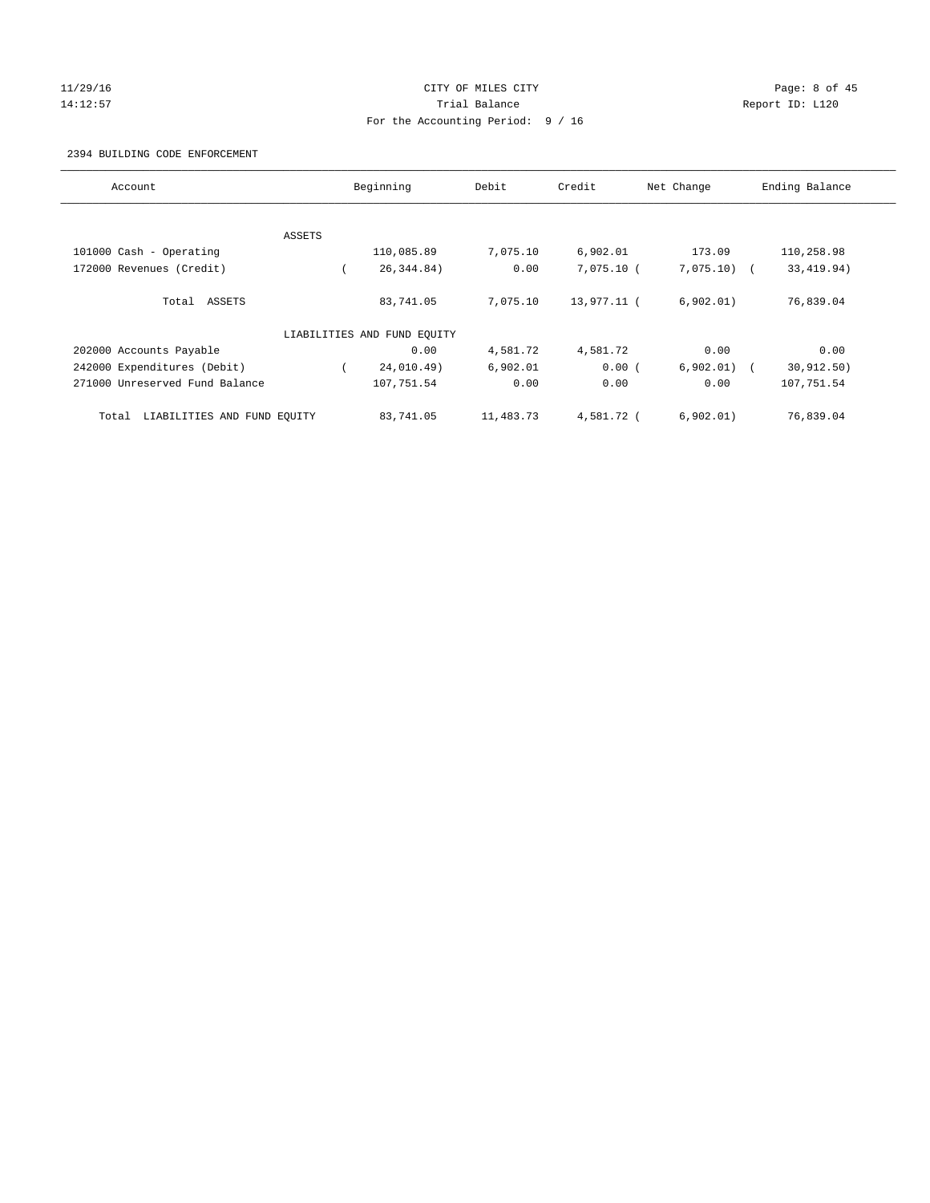CITY OF MILES CITY
Trial Balance
For the Accounting Period: 9 / 16

11/29/16
14:12:57

Report ID: L120

2394 BUILDING CODE ENFORCEMENT

| Account | Beginning | Debit | Credit | Net Change | Ending Balance |
|---|---|---|---|---|---|
| ASSETS | | | | | |
| 101000 Cash - Operating | 110,085.89 | 7,075.10 | 6,902.01 | 173.09 | 110,258.98 |
| 172000 Revenues (Credit) | ( 26,344.84) | 0.00 | 7,075.10 | ( 7,075.10) | ( 33,419.94) |
| Total ASSETS | 83,741.05 | 7,075.10 | 13,977.11 | ( 6,902.01) | 76,839.04 |
| LIABILITIES AND FUND EQUITY | | | | | |
| 202000 Accounts Payable | 0.00 | 4,581.72 | 4,581.72 | 0.00 | 0.00 |
| 242000 Expenditures (Debit) | ( 24,010.49) | 6,902.01 | 0.00 | ( 6,902.01) | ( 30,912.50) |
| 271000 Unreserved Fund Balance | 107,751.54 | 0.00 | 0.00 | 0.00 | 107,751.54 |
| Total LIABILITIES AND FUND EQUITY | 83,741.05 | 11,483.73 | 4,581.72 | ( 6,902.01) | 76,839.04 |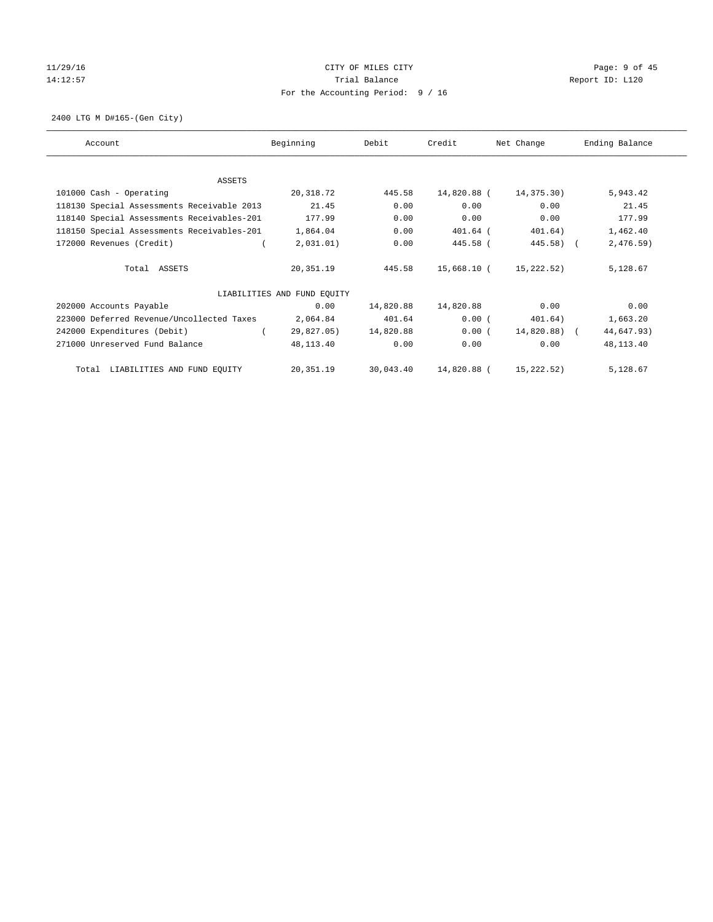CITY OF MILES CITY
Trial Balance
For the Accounting Period: 9 / 16

11/29/16
14:12:57

Report ID: L120

2400 LTG M D#165-(Gen City)

| Account | Beginning | Debit | Credit | Net Change | Ending Balance |
|---|---|---|---|---|---|
| ASSETS | | | | | |
| 101000 Cash - Operating | 20,318.72 | 445.58 | 14,820.88 | ( 14,375.30) | 5,943.42 |
| 118130 Special Assessments Receivable 2013 | 21.45 | 0.00 | 0.00 | 0.00 | 21.45 |
| 118140 Special Assessments Receivables-201 | 177.99 | 0.00 | 0.00 | 0.00 | 177.99 |
| 118150 Special Assessments Receivables-201 | 1,864.04 | 0.00 | 401.64 | ( 401.64) | 1,462.40 |
| 172000 Revenues (Credit) | ( 2,031.01) | 0.00 | 445.58 | ( 445.58) | ( 2,476.59) |
| Total ASSETS | 20,351.19 | 445.58 | 15,668.10 | ( 15,222.52) | 5,128.67 |
| LIABILITIES AND FUND EQUITY | | | | | |
| 202000 Accounts Payable | 0.00 | 14,820.88 | 14,820.88 | 0.00 | 0.00 |
| 223000 Deferred Revenue/Uncollected Taxes | 2,064.84 | 401.64 | 0.00 | ( 401.64) | 1,663.20 |
| 242000 Expenditures (Debit) | ( 29,827.05) | 14,820.88 | 0.00 | ( 14,820.88) | ( 44,647.93) |
| 271000 Unreserved Fund Balance | 48,113.40 | 0.00 | 0.00 | 0.00 | 48,113.40 |
| Total LIABILITIES AND FUND EQUITY | 20,351.19 | 30,043.40 | 14,820.88 | ( 15,222.52) | 5,128.67 |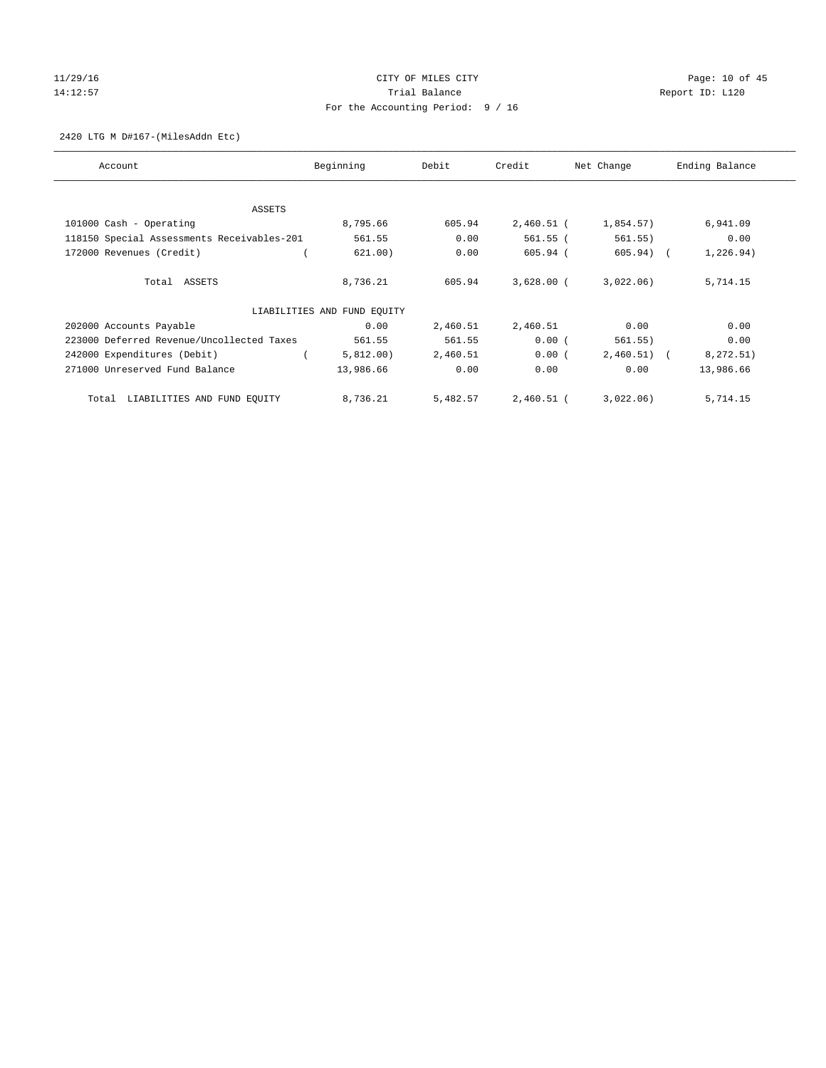CITY OF MILES CITY
Trial Balance
For the Accounting Period: 9 / 16

2420 LTG M D#167-(MilesAddn Etc)

| Account | Beginning | Debit | Credit | Net Change | Ending Balance |
|---|---|---|---|---|---|
| ASSETS | | | | | |
| 101000 Cash - Operating | 8,795.66 | 605.94 | 2,460.51 | (1,854.57) | 6,941.09 |
| 118150 Special Assessments Receivables-201 | 561.55 | 0.00 | 561.55 | (561.55) | 0.00 |
| 172000 Revenues (Credit) | (621.00) | 0.00 | 605.94 | (605.94) | (1,226.94) |
| Total ASSETS | 8,736.21 | 605.94 | 3,628.00 | (3,022.06) | 5,714.15 |
| LIABILITIES AND FUND EQUITY | | | | | |
| 202000 Accounts Payable | 0.00 | 2,460.51 | 2,460.51 | 0.00 | 0.00 |
| 223000 Deferred Revenue/Uncollected Taxes | 561.55 | 561.55 | 0.00 | (561.55) | 0.00 |
| 242000 Expenditures (Debit) | (5,812.00) | 2,460.51 | 0.00 | (2,460.51) | (8,272.51) |
| 271000 Unreserved Fund Balance | 13,986.66 | 0.00 | 0.00 | 0.00 | 13,986.66 |
| Total LIABILITIES AND FUND EQUITY | 8,736.21 | 5,482.57 | 2,460.51 | (3,022.06) | 5,714.15 |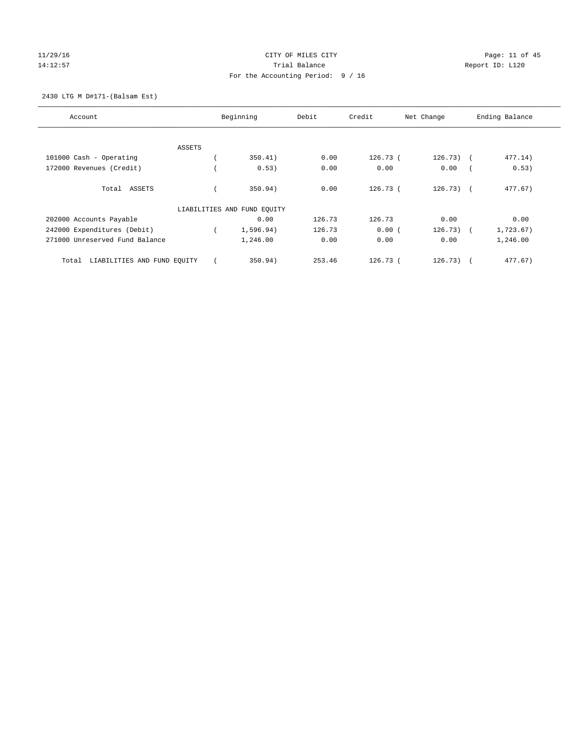CITY OF MILES CITY

Trial Balance

For the Accounting Period: 9 / 16

11/29/16
14:12:57

Report ID: L120

2430 LTG M D#171-(Balsam Est)

| Account | Beginning | Debit | Credit | Net Change | Ending Balance |
|---|---|---|---|---|---|
| ASSETS | | | | | |
| 101000 Cash - Operating | ( 350.41) | 0.00 | 126.73 | ( 126.73) | ( 477.14) |
| 172000 Revenues (Credit) | ( 0.53) | 0.00 | 0.00 | 0.00 | ( 0.53) |
| Total ASSETS | ( 350.94) | 0.00 | 126.73 | ( 126.73) | ( 477.67) |
| LIABILITIES AND FUND EQUITY | | | | | |
| 202000 Accounts Payable | 0.00 | 126.73 | 126.73 | 0.00 | 0.00 |
| 242000 Expenditures (Debit) | ( 1,596.94) | 126.73 | 0.00 | ( 126.73) | ( 1,723.67) |
| 271000 Unreserved Fund Balance | 1,246.00 | 0.00 | 0.00 | 0.00 | 1,246.00 |
| Total LIABILITIES AND FUND EQUITY | ( 350.94) | 253.46 | 126.73 | ( 126.73) | ( 477.67) |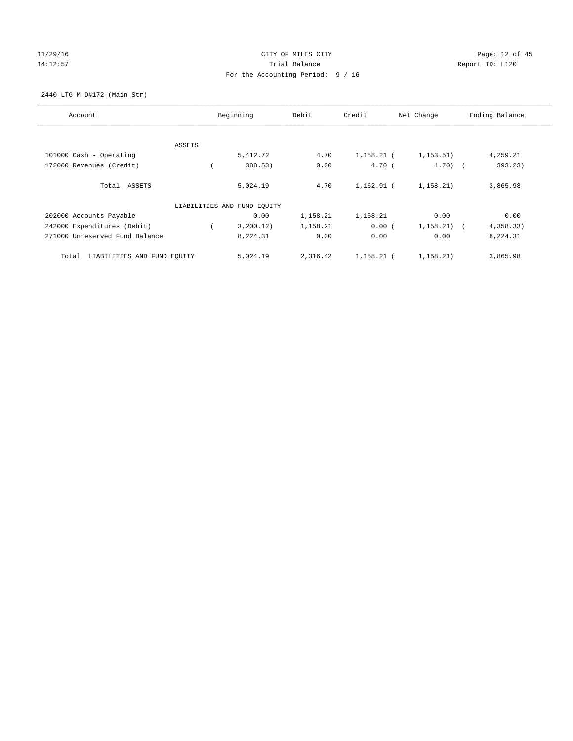CITY OF MILES CITY

Trial Balance

For the Accounting Period: 9 / 16

11/29/16 14:12:57 Report ID: L120

2440 LTG M D#172-(Main Str)

| Account | Beginning | Debit | Credit | Net Change | Ending Balance |
|---|---|---|---|---|---|
| ASSETS | | | | | |
| 101000 Cash - Operating | 5,412.72 | 4.70 | 1,158.21 | ( 1,153.51) | 4,259.21 |
| 172000 Revenues (Credit) | ( 388.53) | 0.00 | 4.70 | ( 4.70) | ( 393.23) |
| Total ASSETS | 5,024.19 | 4.70 | 1,162.91 | ( 1,158.21) | 3,865.98 |
| LIABILITIES AND FUND EQUITY | | | | | |
| 202000 Accounts Payable | 0.00 | 1,158.21 | 1,158.21 | 0.00 | 0.00 |
| 242000 Expenditures (Debit) | ( 3,200.12) | 1,158.21 | 0.00 | ( 1,158.21) | ( 4,358.33) |
| 271000 Unreserved Fund Balance | 8,224.31 | 0.00 | 0.00 | 0.00 | 8,224.31 |
| Total LIABILITIES AND FUND EQUITY | 5,024.19 | 2,316.42 | 1,158.21 | ( 1,158.21) | 3,865.98 |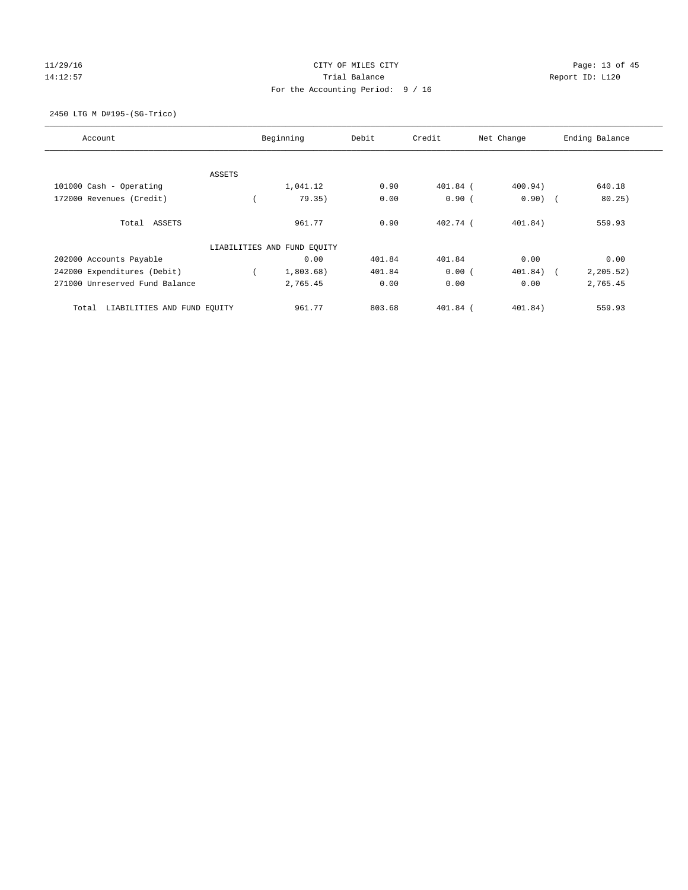CITY OF MILES CITY

Trial Balance

For the Accounting Period: 9 / 16

11/29/16
14:12:57

Report ID: L120

2450 LTG M D#195-(SG-Trico)

| Account | Beginning | Debit | Credit | Net Change | Ending Balance |
|---|---|---|---|---|---|
| ASSETS | | | | | |
| 101000 Cash - Operating | 1,041.12 | 0.90 | 401.84 | (400.94) | 640.18 |
| 172000 Revenues (Credit) | (79.35) | 0.00 | 0.90 | (0.90) | (80.25) |
| Total ASSETS | 961.77 | 0.90 | 402.74 | (401.84) | 559.93 |
| LIABILITIES AND FUND EQUITY | | | | | |
| 202000 Accounts Payable | 0.00 | 401.84 | 401.84 | 0.00 | 0.00 |
| 242000 Expenditures (Debit) | (1,803.68) | 401.84 | 0.00 | (401.84) | (2,205.52) |
| 271000 Unreserved Fund Balance | 2,765.45 | 0.00 | 0.00 | 0.00 | 2,765.45 |
| Total LIABILITIES AND FUND EQUITY | 961.77 | 803.68 | 401.84 | (401.84) | 559.93 |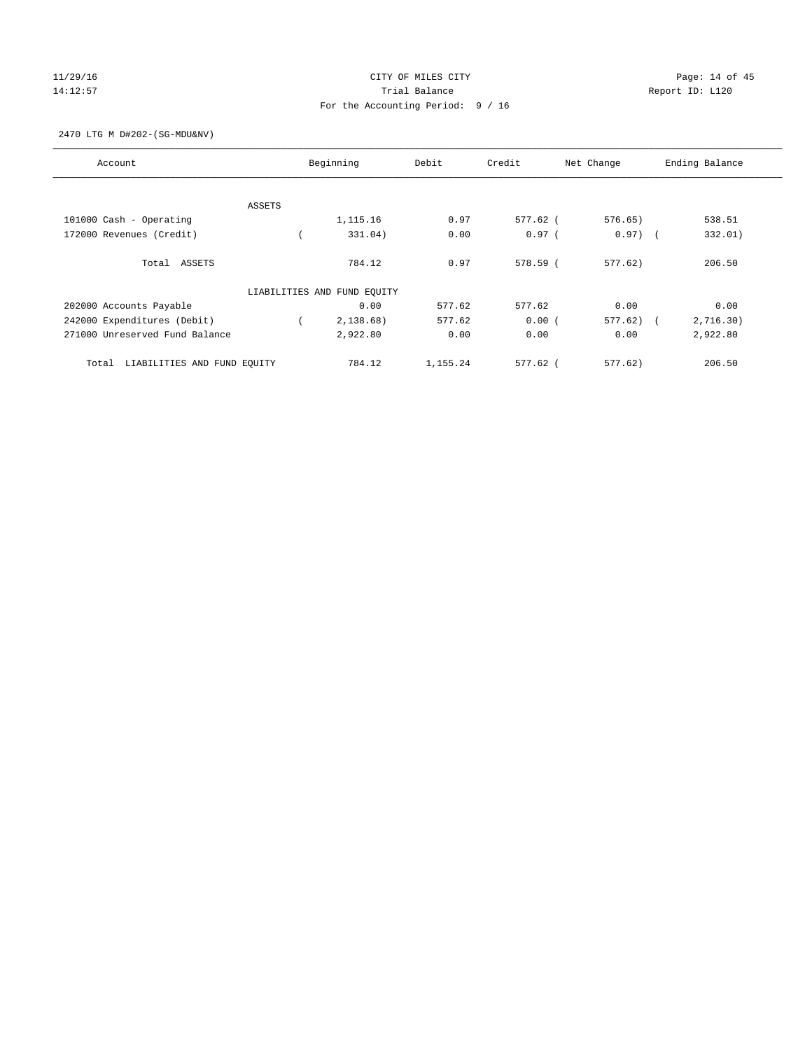CITY OF MILES CITY

Trial Balance

For the Accounting Period: 9 / 16

11/29/16
14:12:57

Report ID: L120

2470 LTG M D#202-(SG-MDU&NV)

| Account | Beginning | Debit | Credit | Net Change | Ending Balance |
|---|---|---|---|---|---|
| ASSETS | | | | | |
| 101000 Cash - Operating | 1,115.16 | 0.97 | 577.62 | ( 576.65) | 538.51 |
| 172000 Revenues (Credit) | ( 331.04) | 0.00 | 0.97 | ( 0.97) | ( 332.01) |
| Total ASSETS | 784.12 | 0.97 | 578.59 | ( 577.62) | 206.50 |
| LIABILITIES AND FUND EQUITY | | | | | |
| 202000 Accounts Payable | 0.00 | 577.62 | 577.62 | 0.00 | 0.00 |
| 242000 Expenditures (Debit) | ( 2,138.68) | 577.62 | 0.00 | ( 577.62) | ( 2,716.30) |
| 271000 Unreserved Fund Balance | 2,922.80 | 0.00 | 0.00 | 0.00 | 2,922.80 |
| Total LIABILITIES AND FUND EQUITY | 784.12 | 1,155.24 | 577.62 | ( 577.62) | 206.50 |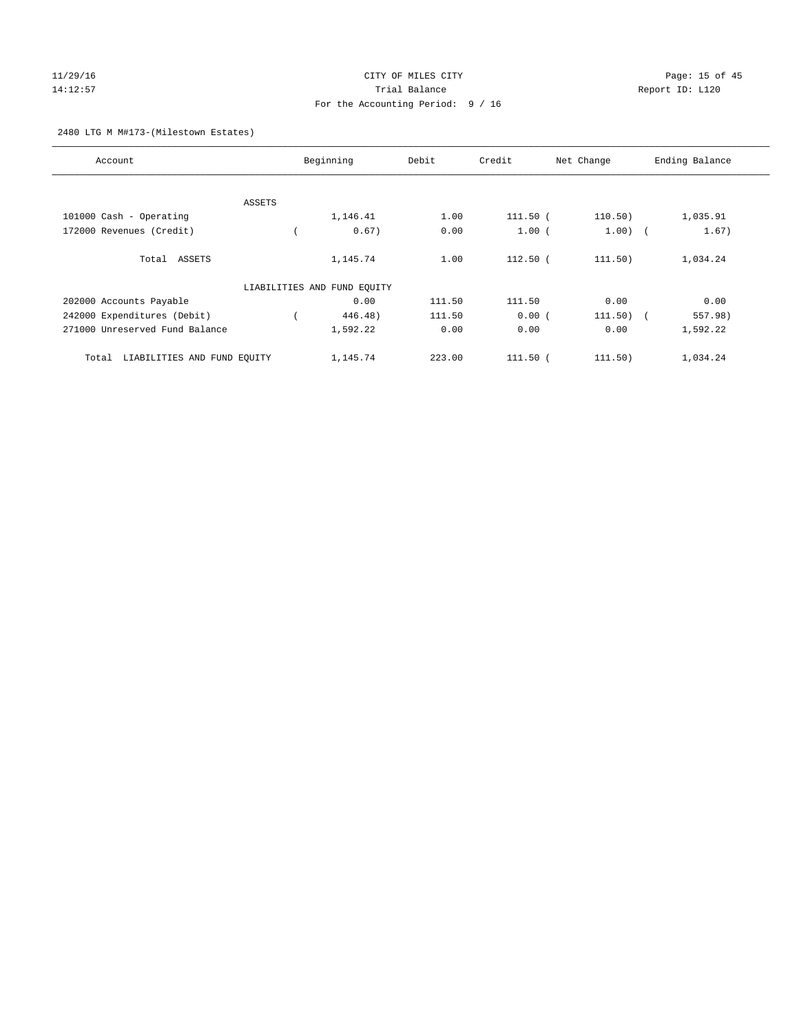CITY OF MILES CITY

Trial Balance

For the Accounting Period: 9 / 16

11/29/16
14:12:57

Report ID: L120

2480 LTG M M#173-(Milestown Estates)

| Account | Beginning | Debit | Credit | Net Change | Ending Balance |
|---|---|---|---|---|---|
| ASSETS | | | | | |
| 101000 Cash - Operating | 1,146.41 | 1.00 | 111.50 | ( 110.50) | 1,035.91 |
| 172000 Revenues (Credit) | ( 0.67) | 0.00 | 1.00 | ( 1.00) | ( 1.67) |
| Total ASSETS | 1,145.74 | 1.00 | 112.50 | ( 111.50) | 1,034.24 |
| LIABILITIES AND FUND EQUITY | | | | | |
| 202000 Accounts Payable | 0.00 | 111.50 | 111.50 | 0.00 | 0.00 |
| 242000 Expenditures (Debit) | ( 446.48) | 111.50 | 0.00 | ( 111.50) | ( 557.98) |
| 271000 Unreserved Fund Balance | 1,592.22 | 0.00 | 0.00 | 0.00 | 1,592.22 |
| Total LIABILITIES AND FUND EQUITY | 1,145.74 | 223.00 | 111.50 | ( 111.50) | 1,034.24 |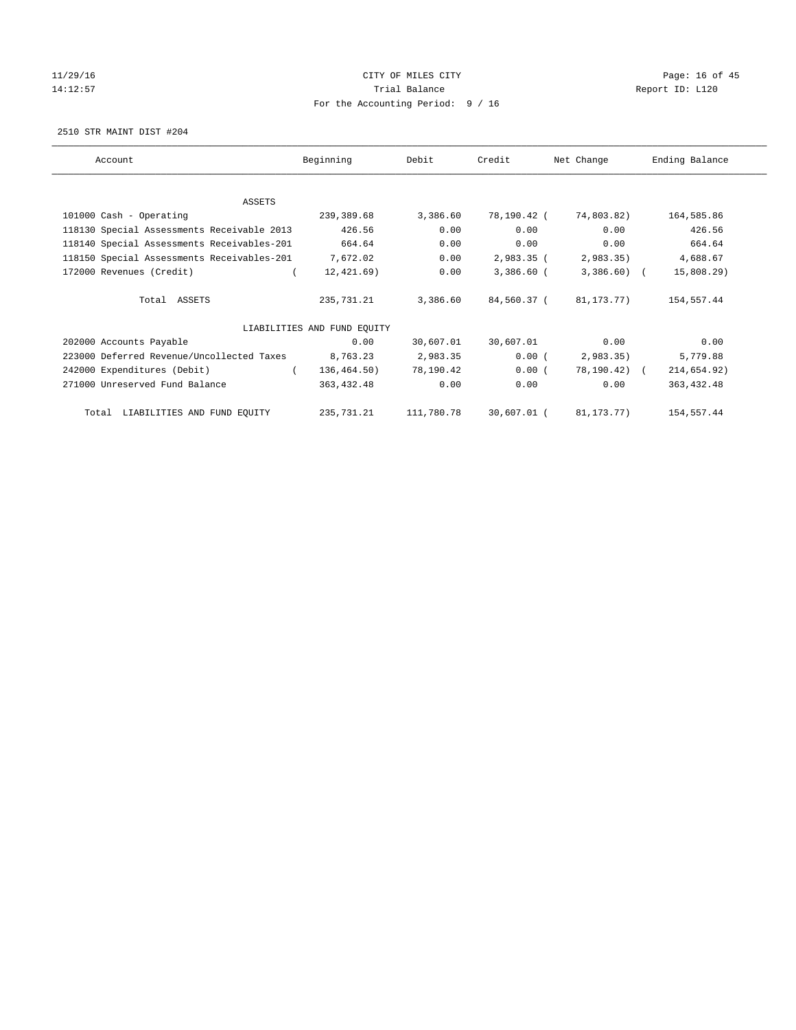CITY OF MILES CITY

Trial Balance

For the Accounting Period: 9 / 16

2510 STR MAINT DIST #204

| Account | Beginning | Debit | Credit | Net Change | Ending Balance |
|---|---|---|---|---|---|
| ASSETS | | | | | |
| 101000 Cash - Operating | 239,389.68 | 3,386.60 | 78,190.42 | ( 74,803.82) | 164,585.86 |
| 118130 Special Assessments Receivable 2013 | 426.56 | 0.00 | 0.00 | 0.00 | 426.56 |
| 118140 Special Assessments Receivables-201 | 664.64 | 0.00 | 0.00 | 0.00 | 664.64 |
| 118150 Special Assessments Receivables-201 | 7,672.02 | 0.00 | 2,983.35 | ( 2,983.35) | 4,688.67 |
| 172000 Revenues (Credit) | ( 12,421.69) | 0.00 | 3,386.60 | ( 3,386.60) | ( 15,808.29) |
| Total ASSETS | 235,731.21 | 3,386.60 | 84,560.37 | ( 81,173.77) | 154,557.44 |
| LIABILITIES AND FUND EQUITY | | | | | |
| 202000 Accounts Payable | 0.00 | 30,607.01 | 30,607.01 | 0.00 | 0.00 |
| 223000 Deferred Revenue/Uncollected Taxes | 8,763.23 | 2,983.35 | 0.00 | ( 2,983.35) | 5,779.88 |
| 242000 Expenditures (Debit) | ( 136,464.50) | 78,190.42 | 0.00 | ( 78,190.42) | ( 214,654.92) |
| 271000 Unreserved Fund Balance | 363,432.48 | 0.00 | 0.00 | 0.00 | 363,432.48 |
| Total LIABILITIES AND FUND EQUITY | 235,731.21 | 111,780.78 | 30,607.01 | ( 81,173.77) | 154,557.44 |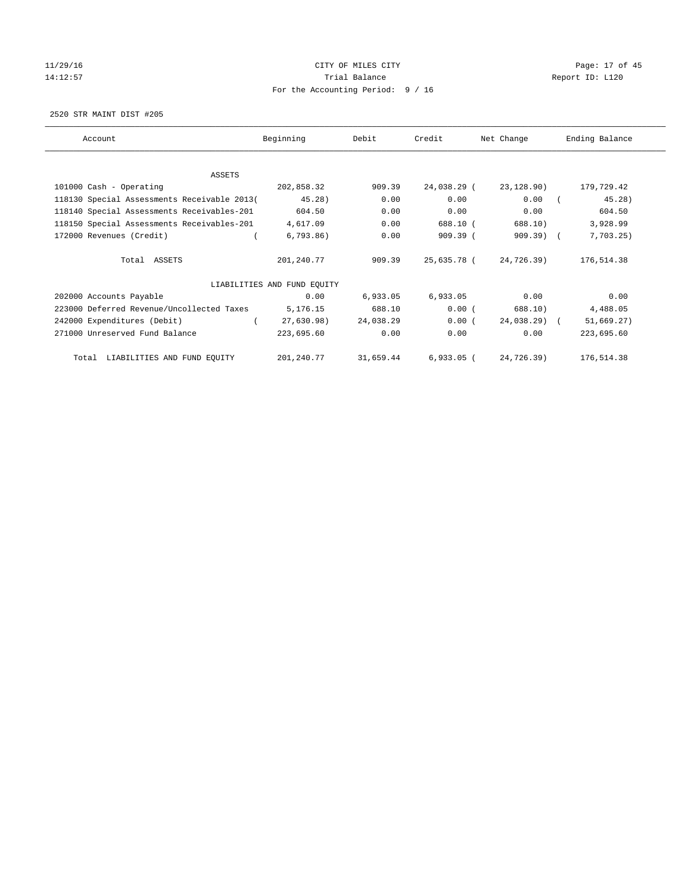CITY OF MILES CITY
Trial Balance
For the Accounting Period: 9 / 16

11/29/16
14:12:57

Report ID: L120

2520 STR MAINT DIST #205

| Account | Beginning | Debit | Credit | Net Change | Ending Balance |
|---|---|---|---|---|---|
| ASSETS | | | | | |
| 101000 Cash - Operating | 202,858.32 | 909.39 | 24,038.29 | ( 23,128.90) | 179,729.42 |
| 118130 Special Assessments Receivable 2013 | ( 45.28) | 0.00 | 0.00 | 0.00 | ( 45.28) |
| 118140 Special Assessments Receivables-201 | 604.50 | 0.00 | 0.00 | 0.00 | 604.50 |
| 118150 Special Assessments Receivables-201 | 4,617.09 | 0.00 | 688.10 | ( 688.10) | 3,928.99 |
| 172000 Revenues (Credit) | ( 6,793.86) | 0.00 | 909.39 | ( 909.39) | ( 7,703.25) |
| Total ASSETS | 201,240.77 | 909.39 | 25,635.78 | ( 24,726.39) | 176,514.38 |
| LIABILITIES AND FUND EQUITY | | | | | |
| 202000 Accounts Payable | 0.00 | 6,933.05 | 6,933.05 | 0.00 | 0.00 |
| 223000 Deferred Revenue/Uncollected Taxes | 5,176.15 | 688.10 | 0.00 | ( 688.10) | 4,488.05 |
| 242000 Expenditures (Debit) | ( 27,630.98) | 24,038.29 | 0.00 | ( 24,038.29) | ( 51,669.27) |
| 271000 Unreserved Fund Balance | 223,695.60 | 0.00 | 0.00 | 0.00 | 223,695.60 |
| Total LIABILITIES AND FUND EQUITY | 201,240.77 | 31,659.44 | 6,933.05 | ( 24,726.39) | 176,514.38 |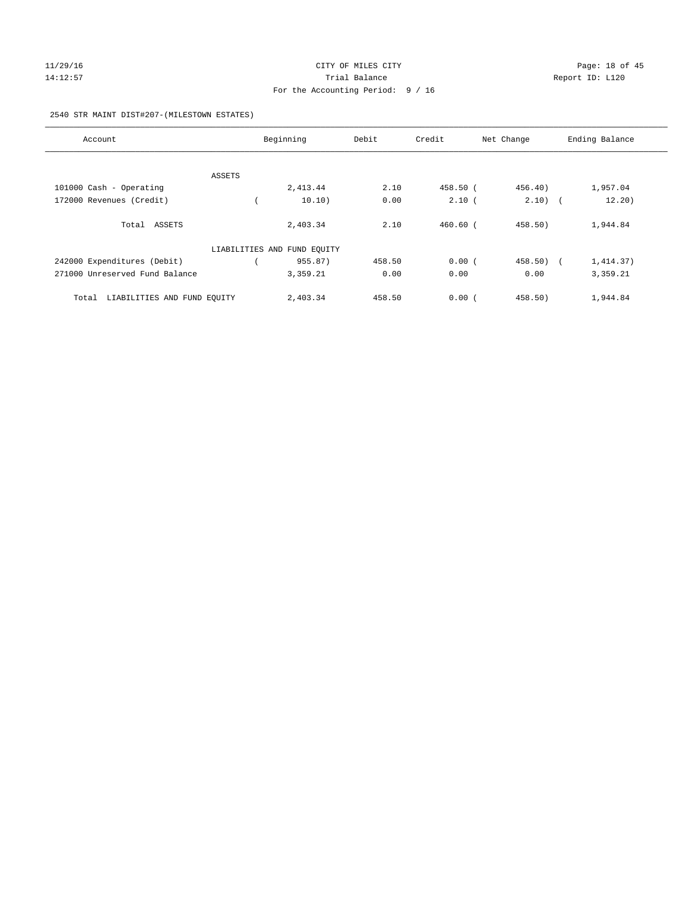CITY OF MILES CITY
Trial Balance
For the Accounting Period: 9 / 16

11/29/16
14:12:57

Report ID: L120

2540 STR MAINT DIST#207-(MILESTOWN ESTATES)

| Account | Beginning | Debit | Credit | Net Change | Ending Balance |
|---|---|---|---|---|---|
| ASSETS | | | | | |
| 101000 Cash - Operating | 2,413.44 | 2.10 | 458.50 | ( 456.40) | 1,957.04 |
| 172000 Revenues (Credit) | ( 10.10) | 0.00 | 2.10 | ( 2.10) | ( 12.20) |
| Total ASSETS | 2,403.34 | 2.10 | 460.60 | ( 458.50) | 1,944.84 |
| LIABILITIES AND FUND EQUITY | | | | | |
| 242000 Expenditures (Debit) | ( 955.87) | 458.50 | 0.00 | ( 458.50) | ( 1,414.37) |
| 271000 Unreserved Fund Balance | 3,359.21 | 0.00 | 0.00 | 0.00 | 3,359.21 |
| Total LIABILITIES AND FUND EQUITY | 2,403.34 | 458.50 | 0.00 | ( 458.50) | 1,944.84 |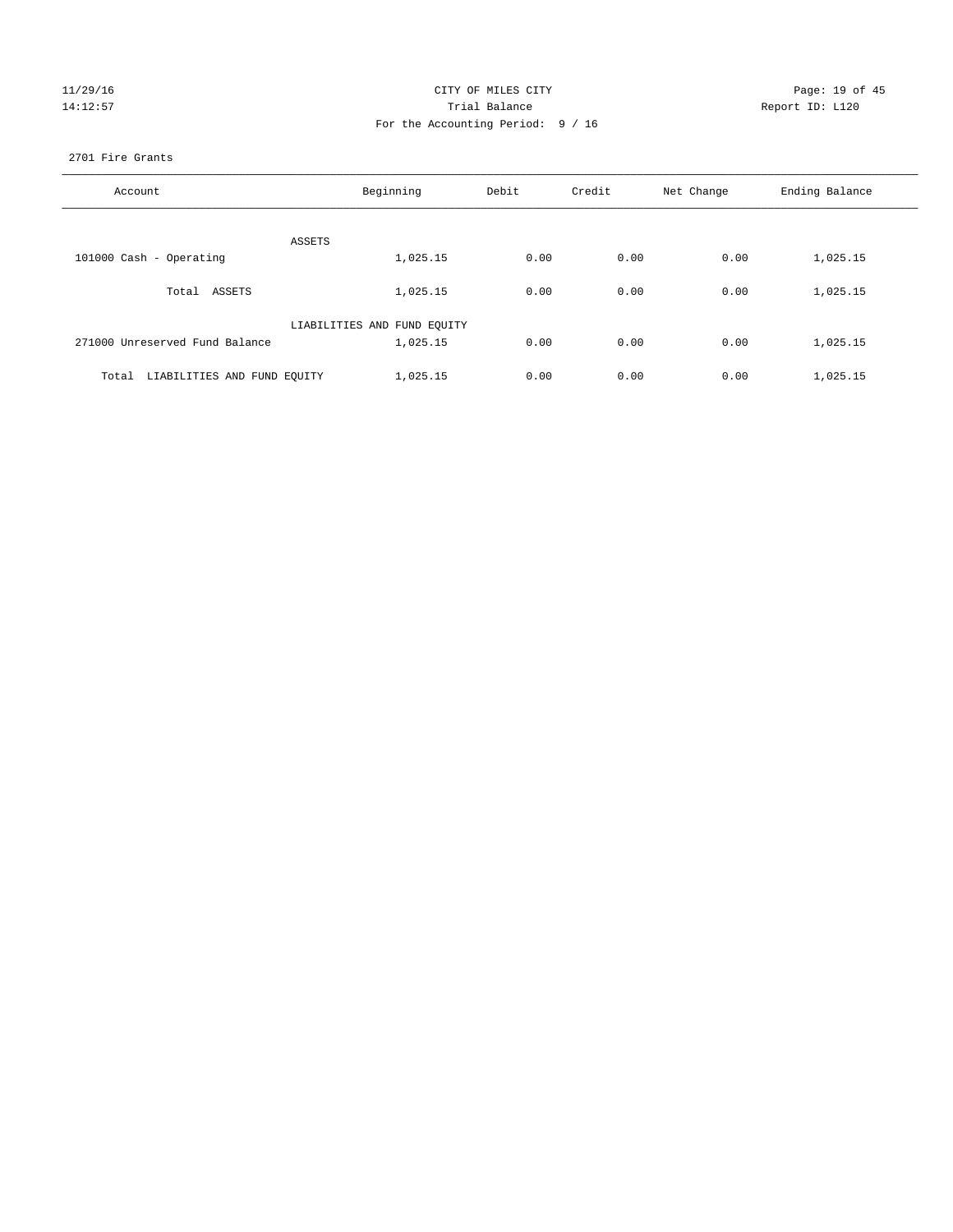CITY OF MILES CITY
Trial Balance
For the Accounting Period: 9 / 16

11/29/16
14:12:57

Report ID: L120

2701 Fire Grants

| Account | Beginning | Debit | Credit | Net Change | Ending Balance |
|---|---|---|---|---|---|
| ASSETS | | | | | |
| 101000 Cash - Operating | 1,025.15 | 0.00 | 0.00 | 0.00 | 1,025.15 |
| Total ASSETS | 1,025.15 | 0.00 | 0.00 | 0.00 | 1,025.15 |
| LIABILITIES AND FUND EQUITY | | | | | |
| 271000 Unreserved Fund Balance | 1,025.15 | 0.00 | 0.00 | 0.00 | 1,025.15 |
| Total LIABILITIES AND FUND EQUITY | 1,025.15 | 0.00 | 0.00 | 0.00 | 1,025.15 |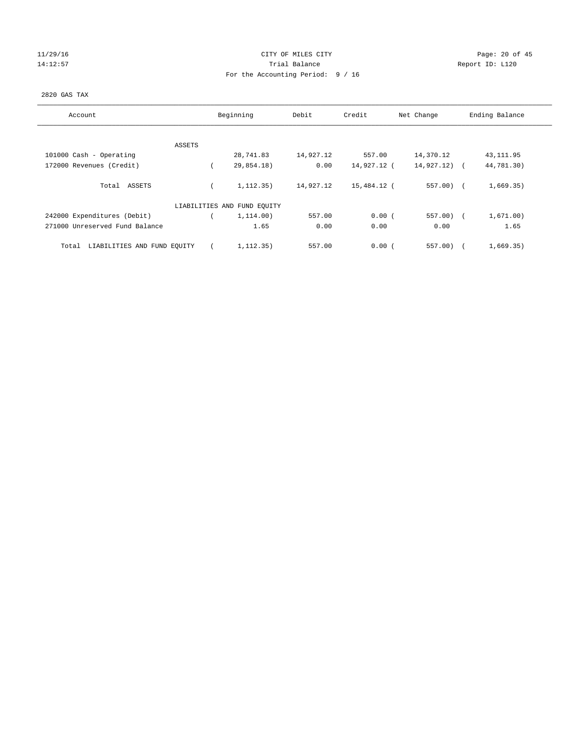CITY OF MILES CITY

Trial Balance

For the Accounting Period: 9 / 16

11/29/16
14:12:57

Report ID: L120

2820 GAS TAX

| Account | Beginning | Debit | Credit | Net Change | Ending Balance |
|---|---|---|---|---|---|
| ASSETS | | | | | |
| 101000 Cash - Operating | 28,741.83 | 14,927.12 | 557.00 | 14,370.12 | 43,111.95 |
| 172000 Revenues (Credit) | ( 29,854.18) | 0.00 | 14,927.12 | ( 14,927.12) | ( 44,781.30) |
| Total ASSETS | ( 1,112.35) | 14,927.12 | 15,484.12 | ( 557.00) | ( 1,669.35) |
| LIABILITIES AND FUND EQUITY | | | | | |
| 242000 Expenditures (Debit) | ( 1,114.00) | 557.00 | 0.00 | ( 557.00) | ( 1,671.00) |
| 271000 Unreserved Fund Balance | 1.65 | 0.00 | 0.00 | 0.00 | 1.65 |
| Total LIABILITIES AND FUND EQUITY | ( 1,112.35) | 557.00 | 0.00 | ( 557.00) | ( 1,669.35) |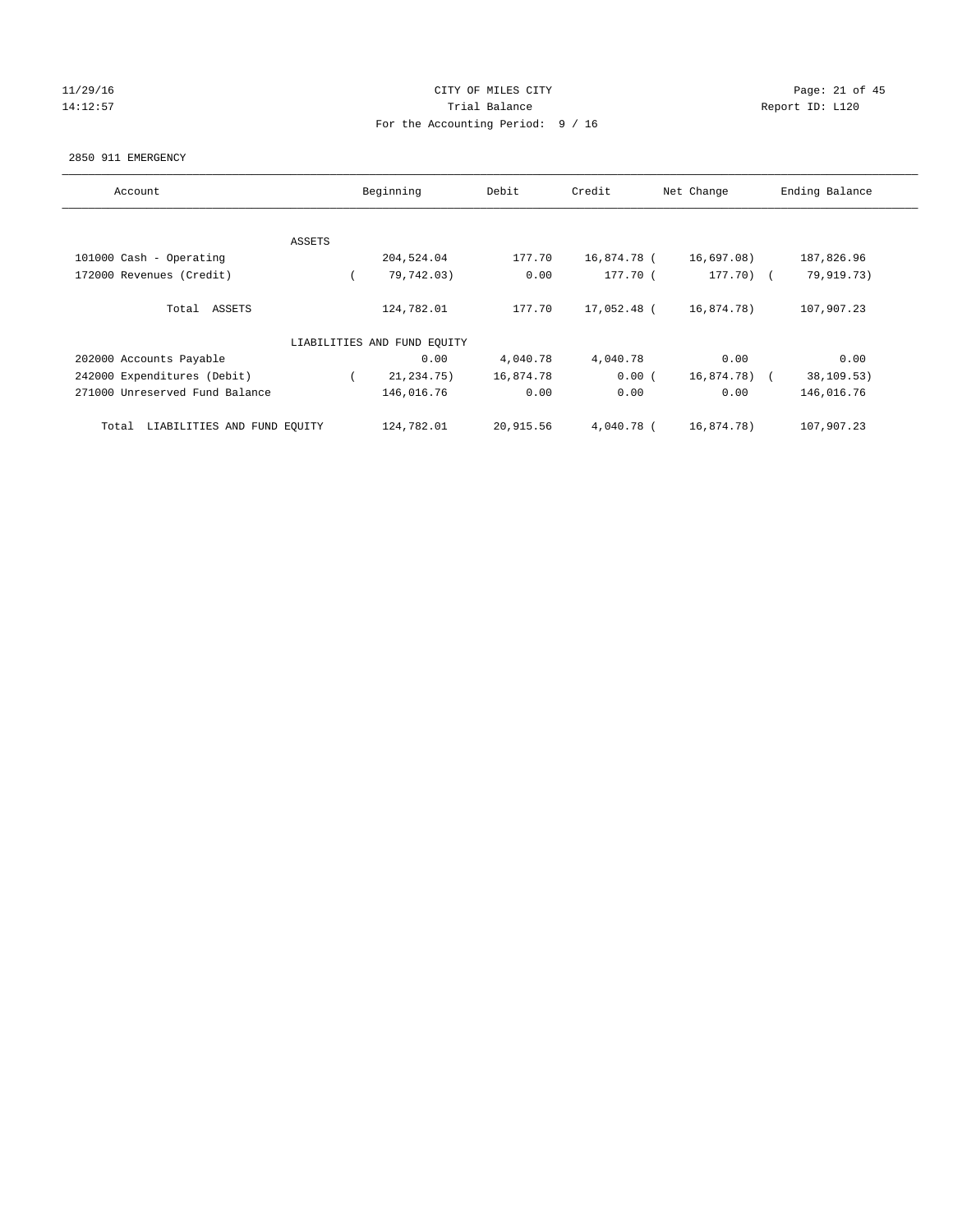11/29/16 CITY OF MILES CITY
14:12:57 Trial Balance Report ID: L120
For the Accounting Period: 9 / 16

2850 911 EMERGENCY

| Account | Beginning | Debit | Credit | Net Change | Ending Balance |
|---|---|---|---|---|---|
| ASSETS | | | | | |
| 101000 Cash - Operating | 204,524.04 | 177.70 | 16,874.78 | ( 16,697.08) | 187,826.96 |
| 172000 Revenues (Credit) | ( 79,742.03) | 0.00 | 177.70 | ( 177.70) | ( 79,919.73) |
| Total ASSETS | 124,782.01 | 177.70 | 17,052.48 | ( 16,874.78) | 107,907.23 |
| LIABILITIES AND FUND EQUITY | | | | | |
| 202000 Accounts Payable | 0.00 | 4,040.78 | 4,040.78 | 0.00 | 0.00 |
| 242000 Expenditures (Debit) | ( 21,234.75) | 16,874.78 | 0.00 | ( 16,874.78) | ( 38,109.53) |
| 271000 Unreserved Fund Balance | 146,016.76 | 0.00 | 0.00 | 0.00 | 146,016.76 |
| Total LIABILITIES AND FUND EQUITY | 124,782.01 | 20,915.56 | 4,040.78 | ( 16,874.78) | 107,907.23 |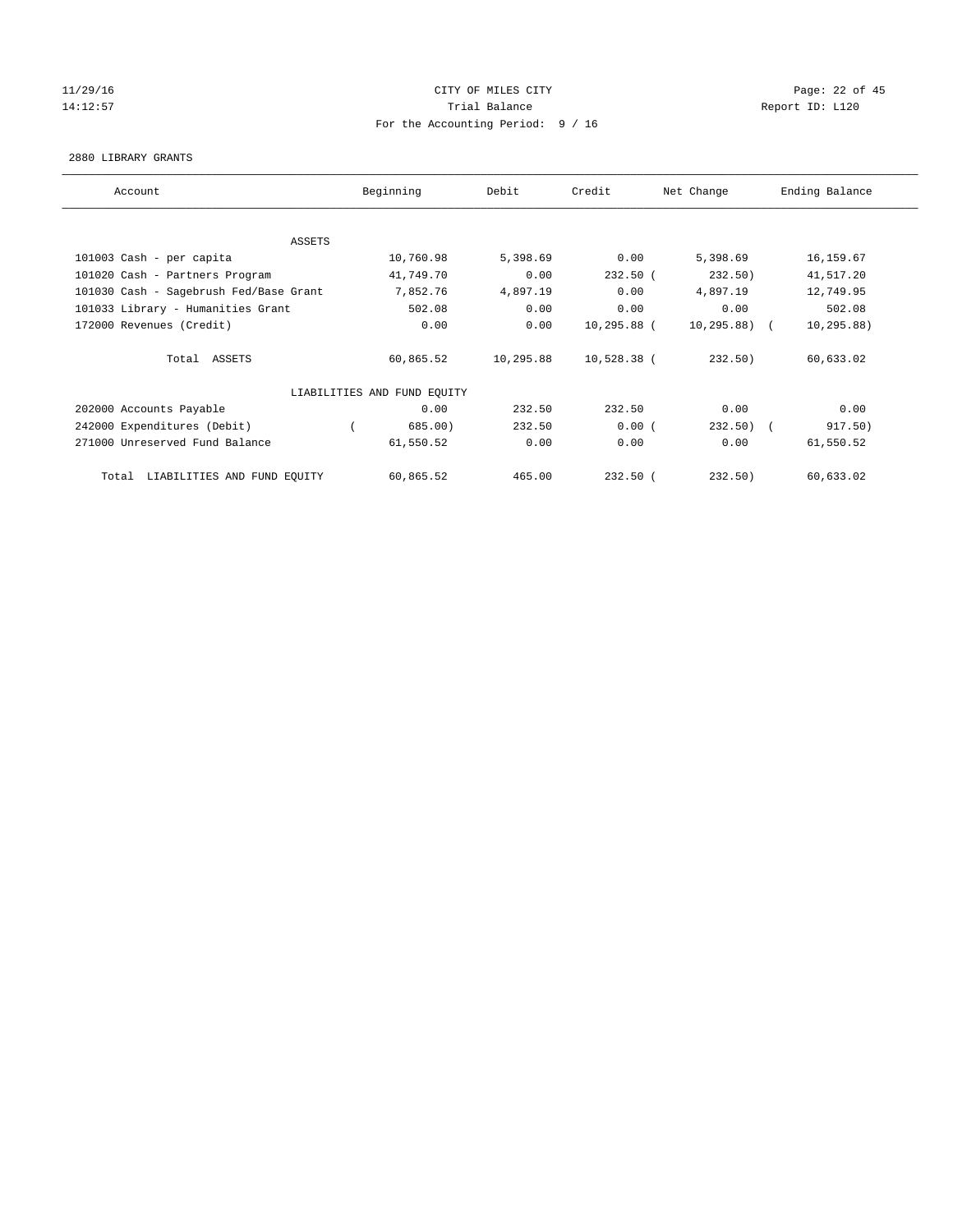11/29/16 CITY OF MILES CITY
14:12:57 Trial Balance Report ID: L120
For the Accounting Period: 9 / 16

2880 LIBRARY GRANTS

| Account | Beginning | Debit | Credit | Net Change | Ending Balance |
|---|---|---|---|---|---|
| ASSETS | | | | | |
| 101003 Cash - per capita | 10,760.98 | 5,398.69 | 0.00 | 5,398.69 | 16,159.67 |
| 101020 Cash - Partners Program | 41,749.70 | 0.00 | 232.50 | (232.50) | 41,517.20 |
| 101030 Cash - Sagebrush Fed/Base Grant | 7,852.76 | 4,897.19 | 0.00 | 4,897.19 | 12,749.95 |
| 101033 Library - Humanities Grant | 502.08 | 0.00 | 0.00 | 0.00 | 502.08 |
| 172000 Revenues (Credit) | 0.00 | 0.00 | 10,295.88 | (10,295.88) | (10,295.88) |
| Total ASSETS | 60,865.52 | 10,295.88 | 10,528.38 | (232.50) | 60,633.02 |
| LIABILITIES AND FUND EQUITY | | | | | |
| 202000 Accounts Payable | 0.00 | 232.50 | 232.50 | 0.00 | 0.00 |
| 242000 Expenditures (Debit) | (685.00) | 232.50 | 0.00 | (232.50) | (917.50) |
| 271000 Unreserved Fund Balance | 61,550.52 | 0.00 | 0.00 | 0.00 | 61,550.52 |
| Total LIABILITIES AND FUND EQUITY | 60,865.52 | 465.00 | 232.50 | (232.50) | 60,633.02 |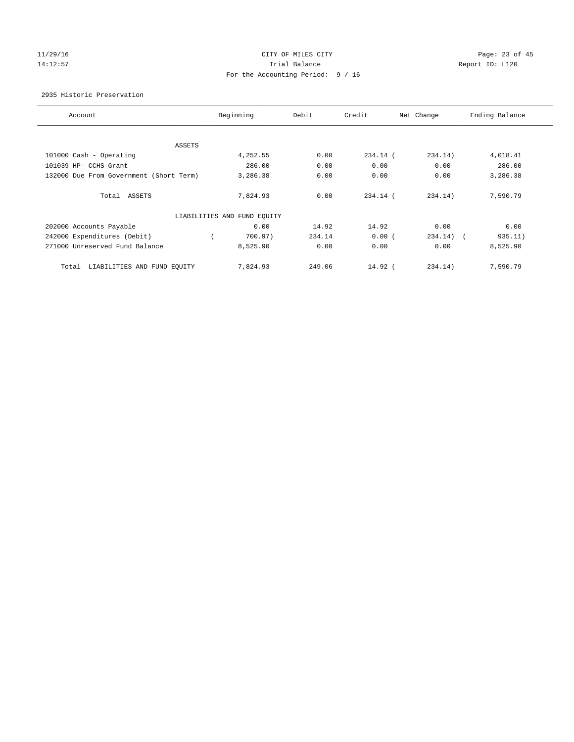CITY OF MILES CITY
Trial Balance
For the Accounting Period: 9 / 16

2935 Historic Preservation

| Account | Beginning | Debit | Credit | Net Change | Ending Balance |
|---|---|---|---|---|---|
| ASSETS | | | | | |
| 101000 Cash - Operating | 4,252.55 | 0.00 | 234.14 | ( 234.14) | 4,018.41 |
| 101039 HP- CCHS Grant | 286.00 | 0.00 | 0.00 | 0.00 | 286.00 |
| 132000 Due From Government (Short Term) | 3,286.38 | 0.00 | 0.00 | 0.00 | 3,286.38 |
| Total ASSETS | 7,824.93 | 0.00 | 234.14 | ( 234.14) | 7,590.79 |
| LIABILITIES AND FUND EQUITY | | | | | |
| 202000 Accounts Payable | 0.00 | 14.92 | 14.92 | 0.00 | 0.00 |
| 242000 Expenditures (Debit) | ( 700.97) | 234.14 | 0.00 | ( 234.14) | ( 935.11) |
| 271000 Unreserved Fund Balance | 8,525.90 | 0.00 | 0.00 | 0.00 | 8,525.90 |
| Total LIABILITIES AND FUND EQUITY | 7,824.93 | 249.06 | 14.92 | ( 234.14) | 7,590.79 |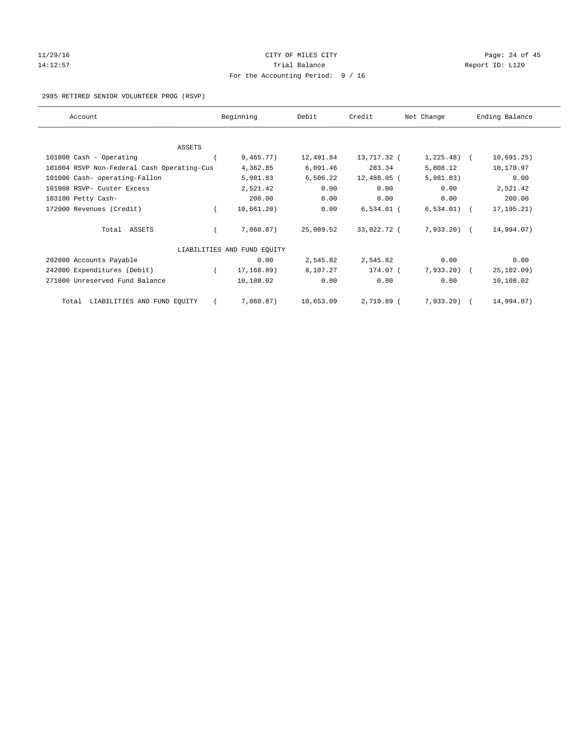CITY OF MILES CITY
Trial Balance
For the Accounting Period: 9 / 16

11/29/16
14:12:57

Report ID: L120

2985 RETIRED SENIOR VOLUNTEER PROG (RSVP)

| Account | Beginning | Debit | Credit | Net Change | Ending Balance |
|---|---|---|---|---|---|
| ASSETS | | | | | |
| 101000 Cash - Operating | ( 9,465.77) | 12,491.84 | 13,717.32 | ( 1,225.48) | ( 10,691.25) |
| 101004 RSVP Non-Federal Cash Operating-Cus | 4,362.85 | 6,091.46 | 283.34 | 5,808.12 | 10,170.97 |
| 101006 Cash- operating-Fallon | 5,981.83 | 6,506.22 | 12,488.05 | ( 5,981.83) | 0.00 |
| 101008 RSVP- Custer Excess | 2,521.42 | 0.00 | 0.00 | 0.00 | 2,521.42 |
| 103100 Petty Cash- | 200.00 | 0.00 | 0.00 | 0.00 | 200.00 |
| 172000 Revenues (Credit) | ( 10,661.20) | 0.00 | 6,534.01 | ( 6,534.01) | ( 17,195.21) |
| Total ASSETS | ( 7,060.87) | 25,089.52 | 33,022.72 | ( 7,933.20) | ( 14,994.07) |
| LIABILITIES AND FUND EQUITY | | | | | |
| 202000 Accounts Payable | 0.00 | 2,545.82 | 2,545.82 | 0.00 | 0.00 |
| 242000 Expenditures (Debit) | ( 17,168.89) | 8,107.27 | 174.07 | ( 7,933.20) | ( 25,102.09) |
| 271000 Unreserved Fund Balance | 10,108.02 | 0.00 | 0.00 | 0.00 | 10,108.02 |
| Total LIABILITIES AND FUND EQUITY | ( 7,060.87) | 10,653.09 | 2,719.89 | ( 7,933.20) | ( 14,994.07) |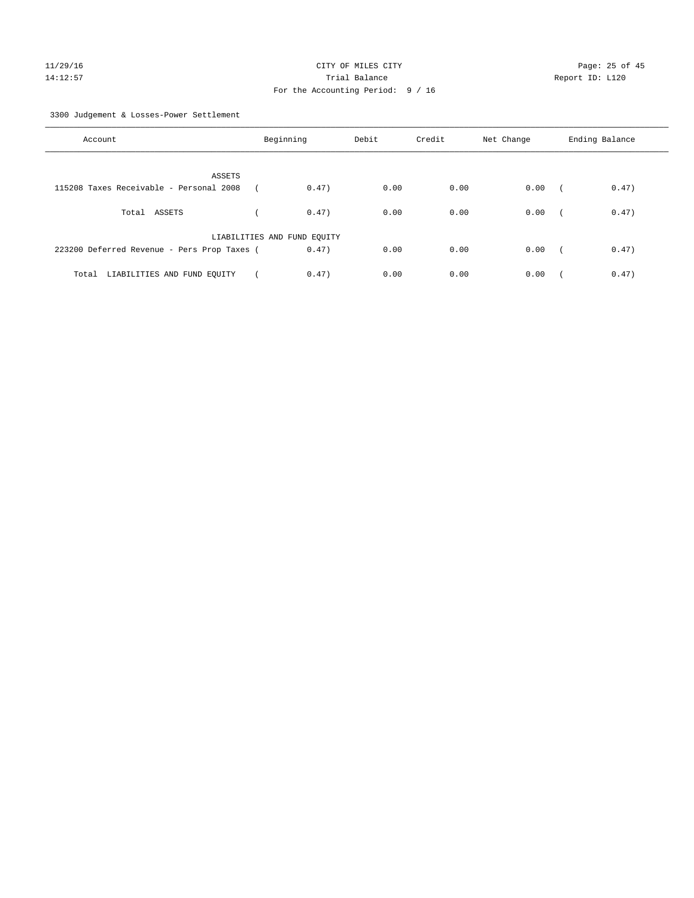11/29/16 CITY OF MILES CITY
14:12:57 Trial Balance Report ID: L120
For the Accounting Period: 9 / 16

3300 Judgement & Losses-Power Settlement

| Account | Beginning | Debit | Credit | Net Change | Ending Balance |
|---|---|---|---|---|---|
| ASSETS | | | | | |
| 115208 Taxes Receivable - Personal 2008 | ( 0.47) | 0.00 | 0.00 | 0.00 | ( 0.47) |
| Total ASSETS | ( 0.47) | 0.00 | 0.00 | 0.00 | ( 0.47) |
| LIABILITIES AND FUND EQUITY | | | | | |
| 223200 Deferred Revenue - Pers Prop Taxes | ( 0.47) | 0.00 | 0.00 | 0.00 | ( 0.47) |
| Total LIABILITIES AND FUND EQUITY | ( 0.47) | 0.00 | 0.00 | 0.00 | ( 0.47) |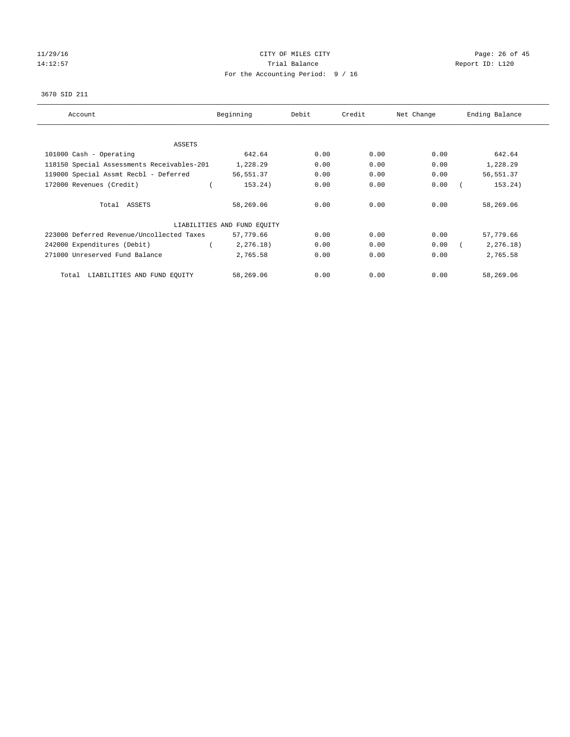CITY OF MILES CITY

Trial Balance

For the Accounting Period: 9 / 16

11/29/16

14:12:57

Report ID: L120

3670 SID 211

| Account | Beginning | Debit | Credit | Net Change | Ending Balance |
|---|---|---|---|---|---|
| ASSETS | | | | | |
| 101000 Cash - Operating | 642.64 | 0.00 | 0.00 | 0.00 | 642.64 |
| 118150 Special Assessments Receivables-201 | 1,228.29 | 0.00 | 0.00 | 0.00 | 1,228.29 |
| 119000 Special Assmt Recbl - Deferred | 56,551.37 | 0.00 | 0.00 | 0.00 | 56,551.37 |
| 172000 Revenues (Credit) | ( 153.24) | 0.00 | 0.00 | 0.00 | ( 153.24) |
| Total ASSETS | 58,269.06 | 0.00 | 0.00 | 0.00 | 58,269.06 |
| LIABILITIES AND FUND EQUITY | | | | | |
| 223000 Deferred Revenue/Uncollected Taxes | 57,779.66 | 0.00 | 0.00 | 0.00 | 57,779.66 |
| 242000 Expenditures (Debit) | ( 2,276.18) | 0.00 | 0.00 | 0.00 | ( 2,276.18) |
| 271000 Unreserved Fund Balance | 2,765.58 | 0.00 | 0.00 | 0.00 | 2,765.58 |
| Total LIABILITIES AND FUND EQUITY | 58,269.06 | 0.00 | 0.00 | 0.00 | 58,269.06 |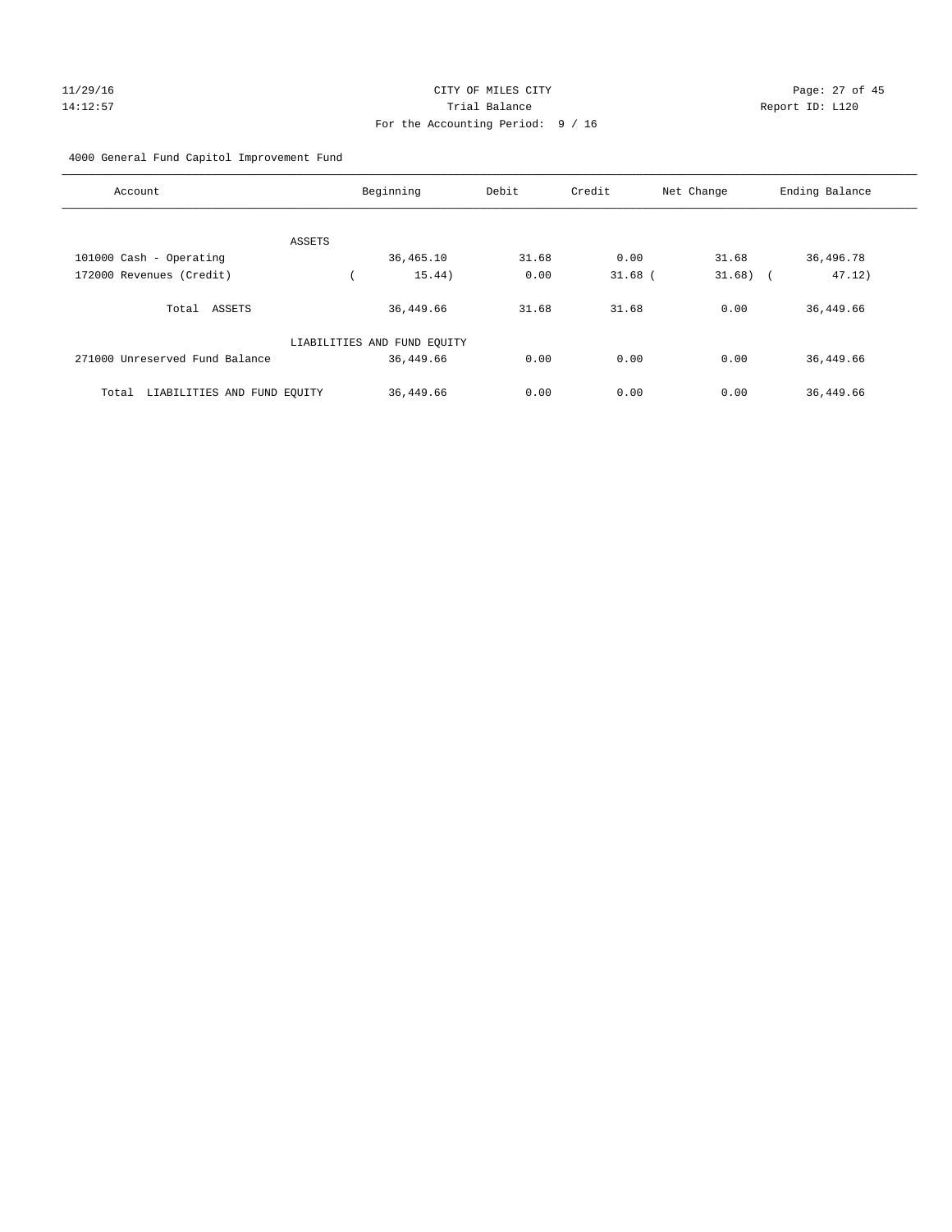CITY OF MILES CITY

Trial Balance

For the Accounting Period: 9 / 16

11/29/16 14:12:57 — Report ID: L120

4000 General Fund Capitol Improvement Fund

| Account | Beginning | Debit | Credit | Net Change | Ending Balance |
|---|---|---|---|---|---|
| ASSETS | | | | | |
| 101000 Cash - Operating | 36,465.10 | 31.68 | 0.00 | 31.68 | 36,496.78 |
| 172000 Revenues (Credit) | ( 15.44) | 0.00 | 31.68 | ( 31.68) | ( 47.12) |
| Total ASSETS | 36,449.66 | 31.68 | 31.68 | 0.00 | 36,449.66 |
| LIABILITIES AND FUND EQUITY | | | | | |
| 271000 Unreserved Fund Balance | 36,449.66 | 0.00 | 0.00 | 0.00 | 36,449.66 |
| Total LIABILITIES AND FUND EQUITY | 36,449.66 | 0.00 | 0.00 | 0.00 | 36,449.66 |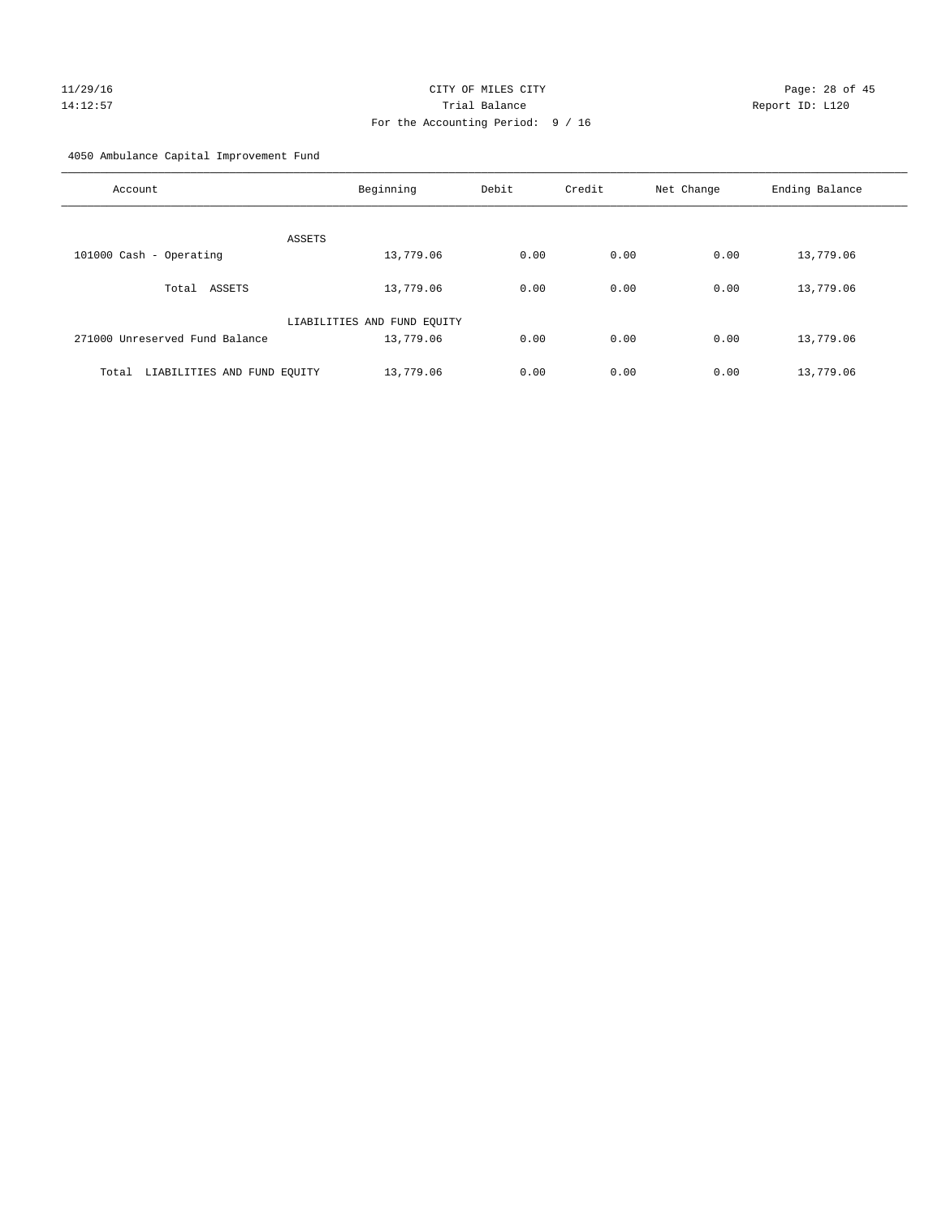CITY OF MILES CITY
Trial Balance
For the Accounting Period: 9 / 16

11/29/16
14:12:57

Report ID: L120

4050 Ambulance Capital Improvement Fund

| Account | Beginning | Debit | Credit | Net Change | Ending Balance |
|---|---|---|---|---|---|
| ASSETS | | | | | |
| 101000 Cash - Operating | 13,779.06 | 0.00 | 0.00 | 0.00 | 13,779.06 |
| Total ASSETS | 13,779.06 | 0.00 | 0.00 | 0.00 | 13,779.06 |
| LIABILITIES AND FUND EQUITY | | | | | |
| 271000 Unreserved Fund Balance | 13,779.06 | 0.00 | 0.00 | 0.00 | 13,779.06 |
| Total LIABILITIES AND FUND EQUITY | 13,779.06 | 0.00 | 0.00 | 0.00 | 13,779.06 |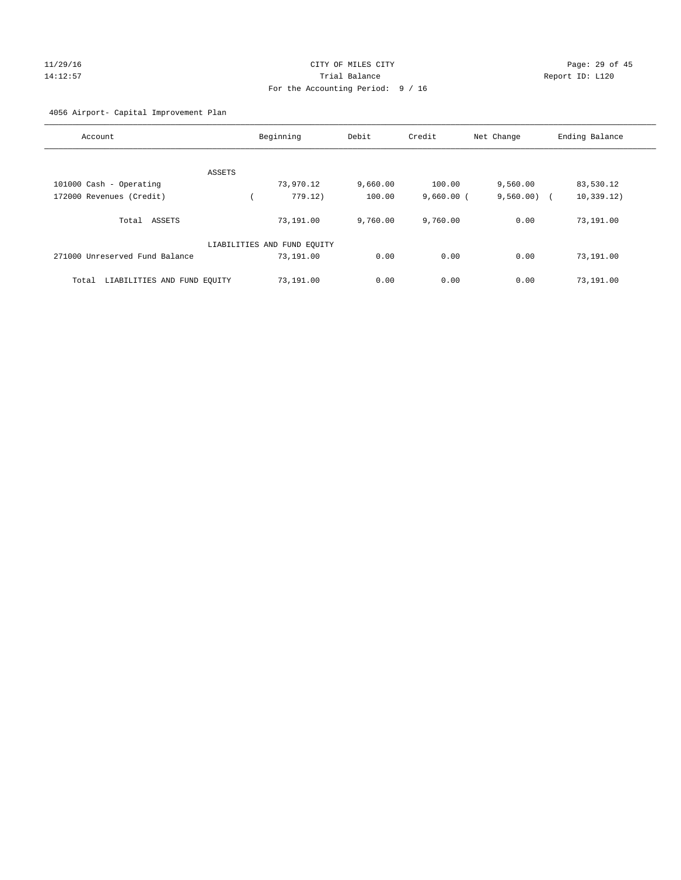CITY OF MILES CITY
Trial Balance
For the Accounting Period: 9 / 16

4056 Airport- Capital Improvement Plan

| Account | Beginning | Debit | Credit | Net Change | Ending Balance |
|---|---|---|---|---|---|
| ASSETS | | | | | |
| 101000 Cash - Operating | 73,970.12 | 9,660.00 | 100.00 | 9,560.00 | 83,530.12 |
| 172000 Revenues (Credit) | ( 779.12) | 100.00 | 9,660.00 | ( 9,560.00) | ( 10,339.12) |
| Total ASSETS | 73,191.00 | 9,760.00 | 9,760.00 | 0.00 | 73,191.00 |
| LIABILITIES AND FUND EQUITY | | | | | |
| 271000 Unreserved Fund Balance | 73,191.00 | 0.00 | 0.00 | 0.00 | 73,191.00 |
| Total LIABILITIES AND FUND EQUITY | 73,191.00 | 0.00 | 0.00 | 0.00 | 73,191.00 |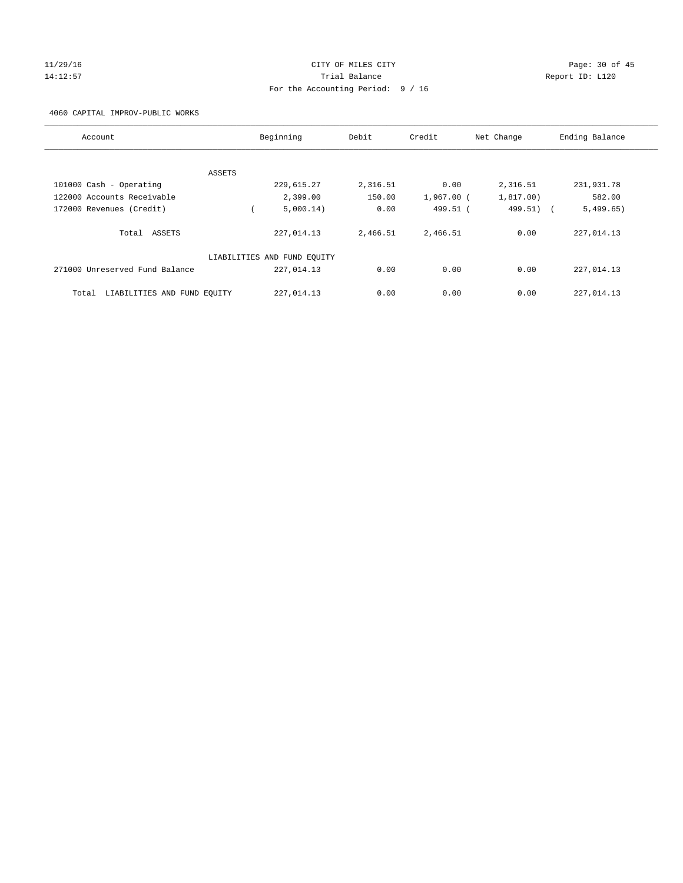CITY OF MILES CITY

Trial Balance

For the Accounting Period: 9 / 16

11/29/16
14:12:57

Report ID: L120

4060 CAPITAL IMPROV-PUBLIC WORKS

| Account | Beginning | Debit | Credit | Net Change | Ending Balance |
|---|---|---|---|---|---|
| ASSETS | | | | | |
| 101000 Cash - Operating | 229,615.27 | 2,316.51 | 0.00 | 2,316.51 | 231,931.78 |
| 122000 Accounts Receivable | 2,399.00 | 150.00 | 1,967.00 | ( 1,817.00) | 582.00 |
| 172000 Revenues (Credit) | ( 5,000.14) | 0.00 | 499.51 | ( 499.51) | ( 5,499.65) |
| Total ASSETS | 227,014.13 | 2,466.51 | 2,466.51 | 0.00 | 227,014.13 |
| LIABILITIES AND FUND EQUITY | | | | | |
| 271000 Unreserved Fund Balance | 227,014.13 | 0.00 | 0.00 | 0.00 | 227,014.13 |
| Total LIABILITIES AND FUND EQUITY | 227,014.13 | 0.00 | 0.00 | 0.00 | 227,014.13 |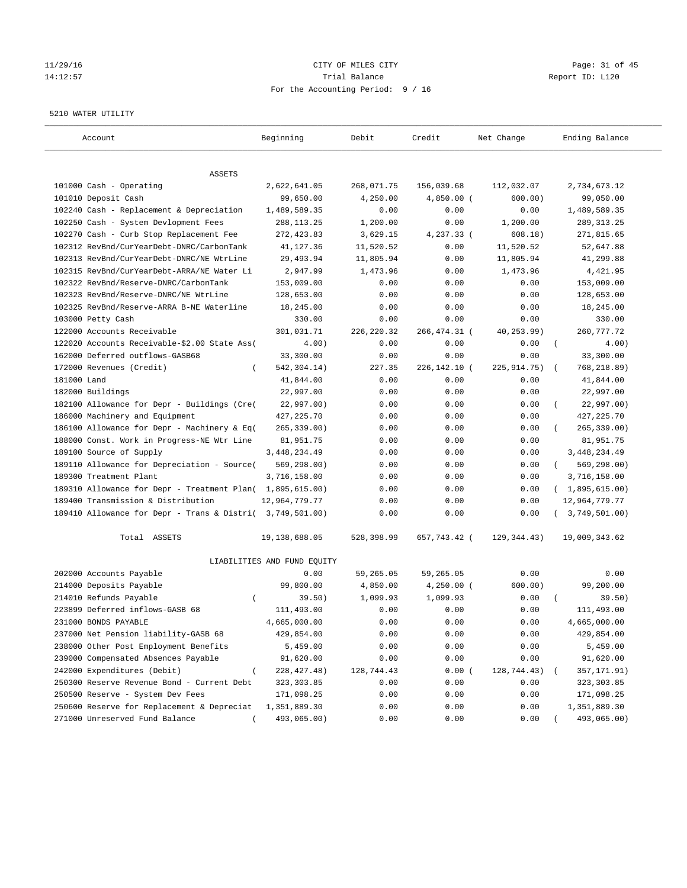11/29/16 CITY OF MILES CITY

14:12:57 Trial Balance Report ID: L120

For the Accounting Period: 9 / 16

5210 WATER UTILITY

| Account | Beginning | Debit | Credit | Net Change | Ending Balance |
|---|---|---|---|---|---|
| ASSETS | | | | | |
| 101000 Cash - Operating | 2,622,641.05 | 268,071.75 | 156,039.68 | 112,032.07 | 2,734,673.12 |
| 101010 Deposit Cash | 99,650.00 | 4,250.00 | 4,850.00 | (600.00) | 99,050.00 |
| 102240 Cash - Replacement & Depreciation | 1,489,589.35 | 0.00 | 0.00 | 0.00 | 1,489,589.35 |
| 102250 Cash - System Devlopment Fees | 288,113.25 | 1,200.00 | 0.00 | 1,200.00 | 289,313.25 |
| 102270 Cash - Curb Stop Replacement Fee | 272,423.83 | 3,629.15 | 4,237.33 | (608.18) | 271,815.65 |
| 102312 RevBnd/CurYearDebt-DNRC/CarbonTank | 41,127.36 | 11,520.52 | 0.00 | 11,520.52 | 52,647.88 |
| 102313 RevBnd/CurYearDebt-DNRC/NE WtrLine | 29,493.94 | 11,805.94 | 0.00 | 11,805.94 | 41,299.88 |
| 102315 RevBnd/CurYearDebt-ARRA/NE Water Li | 2,947.99 | 1,473.96 | 0.00 | 1,473.96 | 4,421.95 |
| 102322 RevBnd/Reserve-DNRC/CarbonTank | 153,009.00 | 0.00 | 0.00 | 0.00 | 153,009.00 |
| 102323 RevBnd/Reserve-DNRC/NE WtrLine | 128,653.00 | 0.00 | 0.00 | 0.00 | 128,653.00 |
| 102325 RevBnd/Reserve-ARRA B-NE Waterline | 18,245.00 | 0.00 | 0.00 | 0.00 | 18,245.00 |
| 103000 Petty Cash | 330.00 | 0.00 | 0.00 | 0.00 | 330.00 |
| 122000 Accounts Receivable | 301,031.71 | 226,220.32 | 266,474.31 | (40,253.99) | 260,777.72 |
| 122020 Accounts Receivable-$2.00 State Ass( | 4.00) | 0.00 | 0.00 | 0.00 | (4.00) |
| 162000 Deferred outflows-GASB68 | 33,300.00 | 0.00 | 0.00 | 0.00 | 33,300.00 |
| 172000 Revenues (Credit) | (542,304.14) | 227.35 | 226,142.10 | (225,914.75) | (768,218.89) |
| 181000 Land | 41,844.00 | 0.00 | 0.00 | 0.00 | 41,844.00 |
| 182000 Buildings | 22,997.00 | 0.00 | 0.00 | 0.00 | 22,997.00 |
| 182100 Allowance for Depr - Buildings (Cre( | 22,997.00) | 0.00 | 0.00 | 0.00 | (22,997.00) |
| 186000 Machinery and Equipment | 427,225.70 | 0.00 | 0.00 | 0.00 | 427,225.70 |
| 186100 Allowance for Depr - Machinery & Eq( | 265,339.00) | 0.00 | 0.00 | 0.00 | (265,339.00) |
| 188000 Const. Work in Progress-NE Wtr Line | 81,951.75 | 0.00 | 0.00 | 0.00 | 81,951.75 |
| 189100 Source of Supply | 3,448,234.49 | 0.00 | 0.00 | 0.00 | 3,448,234.49 |
| 189110 Allowance for Depreciation - Source( | 569,298.00) | 0.00 | 0.00 | 0.00 | (569,298.00) |
| 189300 Treatment Plant | 3,716,158.00 | 0.00 | 0.00 | 0.00 | 3,716,158.00 |
| 189310 Allowance for Depr - Treatment Plan( | 1,895,615.00) | 0.00 | 0.00 | 0.00 | (1,895,615.00) |
| 189400 Transmission & Distribution | 12,964,779.77 | 0.00 | 0.00 | 0.00 | 12,964,779.77 |
| 189410 Allowance for Depr - Trans & Distri( | 3,749,501.00) | 0.00 | 0.00 | 0.00 | (3,749,501.00) |
| Total ASSETS | 19,138,688.05 | 528,398.99 | 657,743.42 | (129,344.43) | 19,009,343.62 |
| LIABILITIES AND FUND EQUITY | | | | | |
| 202000 Accounts Payable | 0.00 | 59,265.05 | 59,265.05 | 0.00 | 0.00 |
| 214000 Deposits Payable | 99,800.00 | 4,850.00 | 4,250.00 | (600.00) | 99,200.00 |
| 214010 Refunds Payable | (39.50) | 1,099.93 | 1,099.93 | 0.00 | (39.50) |
| 223899 Deferred inflows-GASB 68 | 111,493.00 | 0.00 | 0.00 | 0.00 | 111,493.00 |
| 231000 BONDS PAYABLE | 4,665,000.00 | 0.00 | 0.00 | 0.00 | 4,665,000.00 |
| 237000 Net Pension liability-GASB 68 | 429,854.00 | 0.00 | 0.00 | 0.00 | 429,854.00 |
| 238000 Other Post Employment Benefits | 5,459.00 | 0.00 | 0.00 | 0.00 | 5,459.00 |
| 239000 Compensated Absences Payable | 91,620.00 | 0.00 | 0.00 | 0.00 | 91,620.00 |
| 242000 Expenditures (Debit) | (228,427.48) | 128,744.43 | 0.00 | (128,744.43) | (357,171.91) |
| 250300 Reserve Revenue Bond - Current Debt | 323,303.85 | 0.00 | 0.00 | 0.00 | 323,303.85 |
| 250500 Reserve - System Dev Fees | 171,098.25 | 0.00 | 0.00 | 0.00 | 171,098.25 |
| 250600 Reserve for Replacement & Depreciat | 1,351,889.30 | 0.00 | 0.00 | 0.00 | 1,351,889.30 |
| 271000 Unreserved Fund Balance | (493,065.00) | 0.00 | 0.00 | 0.00 | (493,065.00) |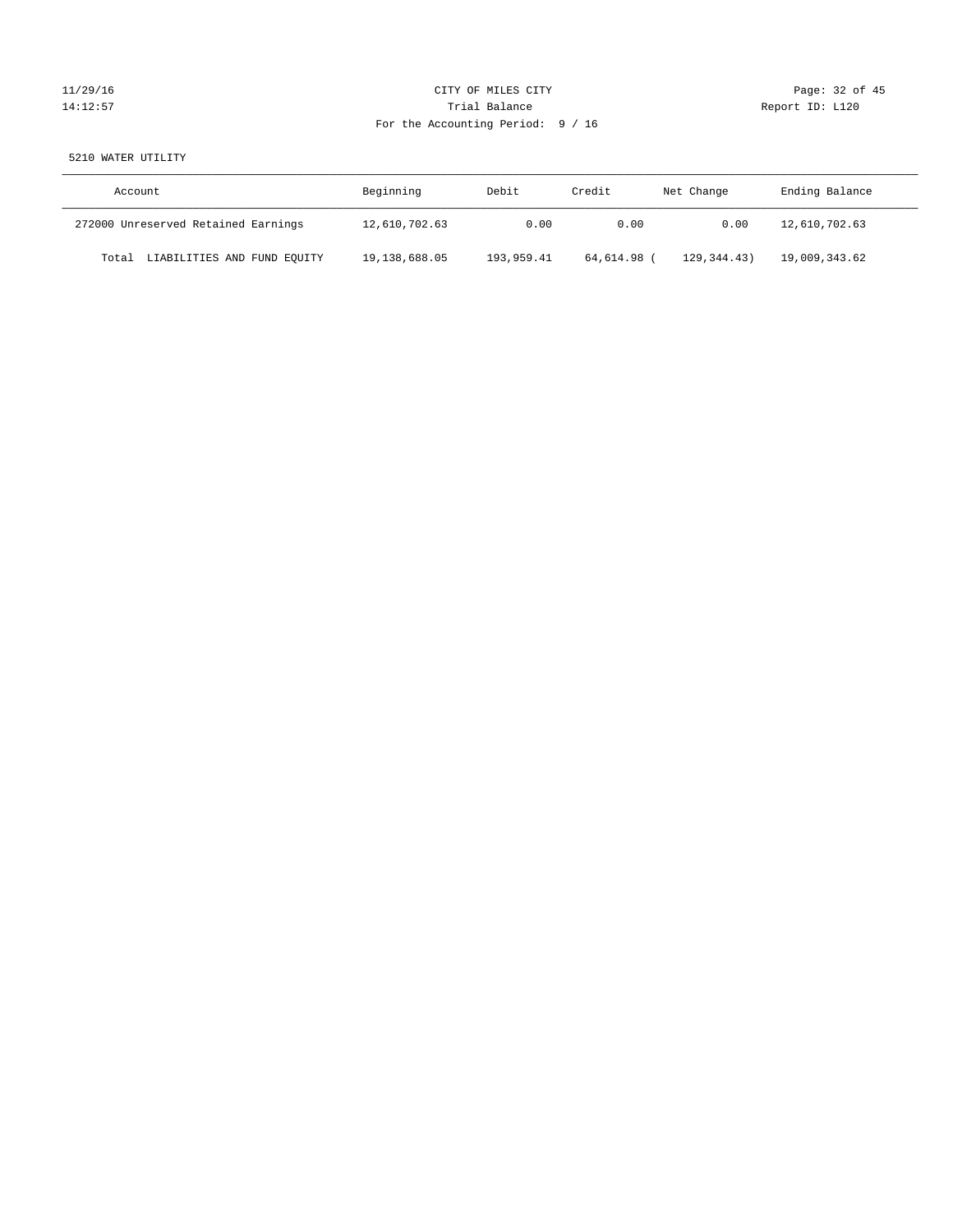CITY OF MILES CITY
Trial Balance
For the Accounting Period: 9 / 16

11/29/16
14:12:57

Report ID: L120

5210 WATER UTILITY

| Account | Beginning | Debit | Credit | Net Change | Ending Balance |
|---|---|---|---|---|---|
| 272000 Unreserved Retained Earnings | 12,610,702.63 | 0.00 | 0.00 | 0.00 | 12,610,702.63 |
| Total LIABILITIES AND FUND EQUITY | 19,138,688.05 | 193,959.41 | 64,614.98 | ( 129,344.43) | 19,009,343.62 |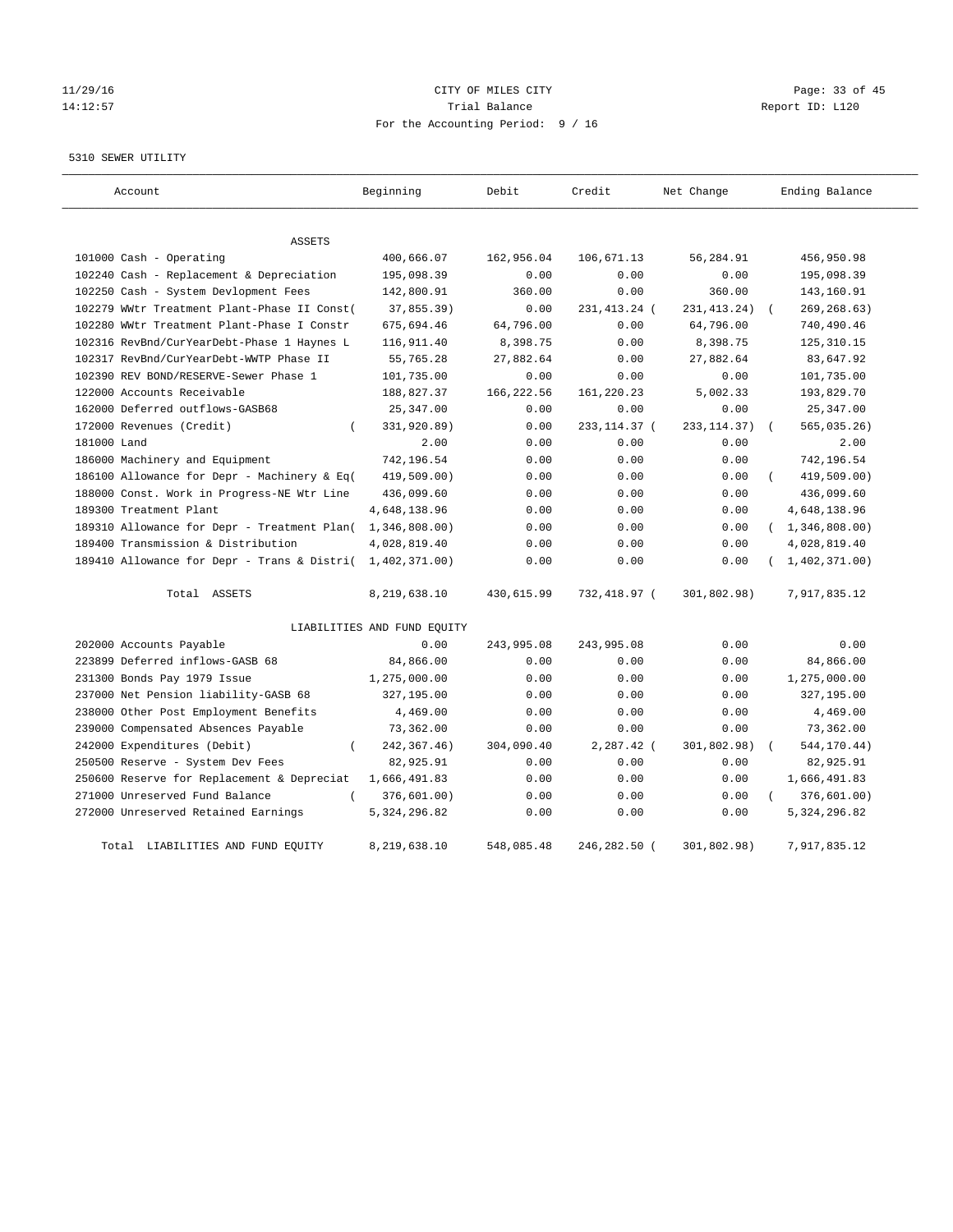CITY OF MILES CITY

Trial Balance

For the Accounting Period: 9 / 16

5310 SEWER UTILITY

| Account | Beginning | Debit | Credit | Net Change | Ending Balance |
|---|---|---|---|---|---|
| ASSETS | | | | | |
| 101000 Cash - Operating | 400,666.07 | 162,956.04 | 106,671.13 | 56,284.91 | 456,950.98 |
| 102240 Cash - Replacement & Depreciation | 195,098.39 | 0.00 | 0.00 | 0.00 | 195,098.39 |
| 102250 Cash - System Devlopment Fees | 142,800.91 | 360.00 | 0.00 | 360.00 | 143,160.91 |
| 102279 WWtr Treatment Plant-Phase II Const( | 37,855.39) | 0.00 | 231,413.24 ( | 231,413.24) ( | 269,268.63) |
| 102280 WWtr Treatment Plant-Phase I Constr | 675,694.46 | 64,796.00 | 0.00 | 64,796.00 | 740,490.46 |
| 102316 RevBnd/CurYearDebt-Phase 1 Haynes L | 116,911.40 | 8,398.75 | 0.00 | 8,398.75 | 125,310.15 |
| 102317 RevBnd/CurYearDebt-WWTP Phase II | 55,765.28 | 27,882.64 | 0.00 | 27,882.64 | 83,647.92 |
| 102390 REV BOND/RESERVE-Sewer Phase 1 | 101,735.00 | 0.00 | 0.00 | 0.00 | 101,735.00 |
| 122000 Accounts Receivable | 188,827.37 | 166,222.56 | 161,220.23 | 5,002.33 | 193,829.70 |
| 162000 Deferred outflows-GASB68 | 25,347.00 | 0.00 | 0.00 | 0.00 | 25,347.00 |
| 172000 Revenues (Credit) ( | 331,920.89) | 0.00 | 233,114.37 ( | 233,114.37) ( | 565,035.26) |
| 181000 Land | 2.00 | 0.00 | 0.00 | 0.00 | 2.00 |
| 186000 Machinery and Equipment | 742,196.54 | 0.00 | 0.00 | 0.00 | 742,196.54 |
| 186100 Allowance for Depr - Machinery & Eq( | 419,509.00) | 0.00 | 0.00 | 0.00 ( | 419,509.00) |
| 188000 Const. Work in Progress-NE Wtr Line | 436,099.60 | 0.00 | 0.00 | 0.00 | 436,099.60 |
| 189300 Treatment Plant | 4,648,138.96 | 0.00 | 0.00 | 0.00 | 4,648,138.96 |
| 189310 Allowance for Depr - Treatment Plan( | 1,346,808.00) | 0.00 | 0.00 | 0.00 ( | 1,346,808.00) |
| 189400 Transmission & Distribution | 4,028,819.40 | 0.00 | 0.00 | 0.00 | 4,028,819.40 |
| 189410 Allowance for Depr - Trans & Distri( | 1,402,371.00) | 0.00 | 0.00 | 0.00 ( | 1,402,371.00) |
| Total ASSETS | 8,219,638.10 | 430,615.99 | 732,418.97 ( | 301,802.98) | 7,917,835.12 |
| LIABILITIES AND FUND EQUITY | | | | | |
| 202000 Accounts Payable | 0.00 | 243,995.08 | 243,995.08 | 0.00 | 0.00 |
| 223899 Deferred inflows-GASB 68 | 84,866.00 | 0.00 | 0.00 | 0.00 | 84,866.00 |
| 231300 Bonds Pay 1979 Issue | 1,275,000.00 | 0.00 | 0.00 | 0.00 | 1,275,000.00 |
| 237000 Net Pension liability-GASB 68 | 327,195.00 | 0.00 | 0.00 | 0.00 | 327,195.00 |
| 238000 Other Post Employment Benefits | 4,469.00 | 0.00 | 0.00 | 0.00 | 4,469.00 |
| 239000 Compensated Absences Payable | 73,362.00 | 0.00 | 0.00 | 0.00 | 73,362.00 |
| 242000 Expenditures (Debit) ( | 242,367.46) | 304,090.40 | 2,287.42 ( | 301,802.98) ( | 544,170.44) |
| 250500 Reserve - System Dev Fees | 82,925.91 | 0.00 | 0.00 | 0.00 | 82,925.91 |
| 250600 Reserve for Replacement & Depreciat | 1,666,491.83 | 0.00 | 0.00 | 0.00 | 1,666,491.83 |
| 271000 Unreserved Fund Balance ( | 376,601.00) | 0.00 | 0.00 | 0.00 ( | 376,601.00) |
| 272000 Unreserved Retained Earnings | 5,324,296.82 | 0.00 | 0.00 | 0.00 | 5,324,296.82 |
| Total LIABILITIES AND FUND EQUITY | 8,219,638.10 | 548,085.48 | 246,282.50 ( | 301,802.98) | 7,917,835.12 |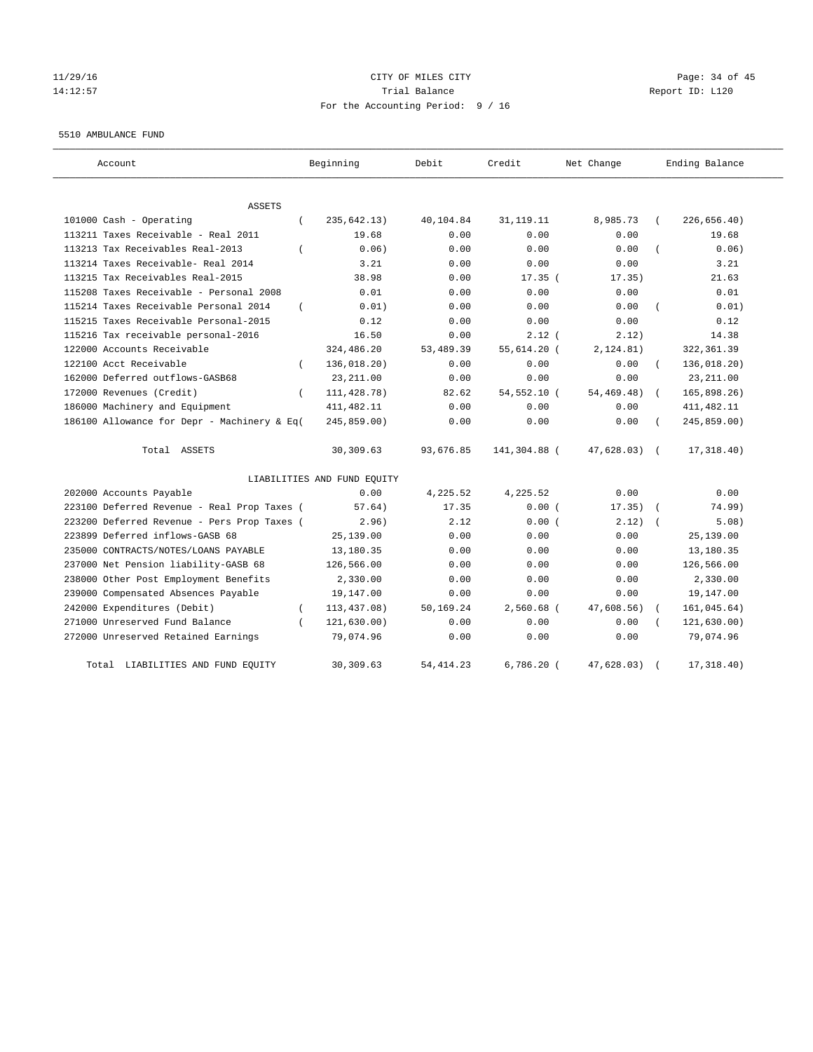CITY OF MILES CITY

Trial Balance

For the Accounting Period: 9 / 16

11/29/16
14:12:57

Report ID: L120

5510 AMBULANCE FUND

| Account | Beginning | Debit | Credit | Net Change | Ending Balance |
|---|---|---|---|---|---|
| ASSETS | | | | | |
| 101000 Cash - Operating | ( 235,642.13) | 40,104.84 | 31,119.11 | 8,985.73 | ( 226,656.40) |
| 113211 Taxes Receivable - Real 2011 | 19.68 | 0.00 | 0.00 | 0.00 | 19.68 |
| 113213 Tax Receivables Real-2013 | ( 0.06) | 0.00 | 0.00 | 0.00 | ( 0.06) |
| 113214 Taxes Receivable- Real 2014 | 3.21 | 0.00 | 0.00 | 0.00 | 3.21 |
| 113215 Tax Receivables Real-2015 | 38.98 | 0.00 | 17.35 | ( 17.35) | 21.63 |
| 115208 Taxes Receivable - Personal 2008 | 0.01 | 0.00 | 0.00 | 0.00 | 0.01 |
| 115214 Taxes Receivable Personal 2014 | ( 0.01) | 0.00 | 0.00 | 0.00 | ( 0.01) |
| 115215 Taxes Receivable Personal-2015 | 0.12 | 0.00 | 0.00 | 0.00 | 0.12 |
| 115216 Tax receivable personal-2016 | 16.50 | 0.00 | 2.12 | ( 2.12) | 14.38 |
| 122000 Accounts Receivable | 324,486.20 | 53,489.39 | 55,614.20 | ( 2,124.81) | 322,361.39 |
| 122100 Acct Receivable | ( 136,018.20) | 0.00 | 0.00 | 0.00 | ( 136,018.20) |
| 162000 Deferred outflows-GASB68 | 23,211.00 | 0.00 | 0.00 | 0.00 | 23,211.00 |
| 172000 Revenues (Credit) | ( 111,428.78) | 82.62 | 54,552.10 | ( 54,469.48) | ( 165,898.26) |
| 186000 Machinery and Equipment | 411,482.11 | 0.00 | 0.00 | 0.00 | 411,482.11 |
| 186100 Allowance for Depr - Machinery & Eq | ( 245,859.00) | 0.00 | 0.00 | 0.00 | ( 245,859.00) |
| Total ASSETS | 30,309.63 | 93,676.85 | 141,304.88 | ( 47,628.03) | ( 17,318.40) |
| LIABILITIES AND FUND EQUITY | | | | | |
| 202000 Accounts Payable | 0.00 | 4,225.52 | 4,225.52 | 0.00 | 0.00 |
| 223100 Deferred Revenue - Real Prop Taxes | ( 57.64) | 17.35 | 0.00 | ( 17.35) | ( 74.99) |
| 223200 Deferred Revenue - Pers Prop Taxes | ( 2.96) | 2.12 | 0.00 | ( 2.12) | ( 5.08) |
| 223899 Deferred inflows-GASB 68 | 25,139.00 | 0.00 | 0.00 | 0.00 | 25,139.00 |
| 235000 CONTRACTS/NOTES/LOANS PAYABLE | 13,180.35 | 0.00 | 0.00 | 0.00 | 13,180.35 |
| 237000 Net Pension liability-GASB 68 | 126,566.00 | 0.00 | 0.00 | 0.00 | 126,566.00 |
| 238000 Other Post Employment Benefits | 2,330.00 | 0.00 | 0.00 | 0.00 | 2,330.00 |
| 239000 Compensated Absences Payable | 19,147.00 | 0.00 | 0.00 | 0.00 | 19,147.00 |
| 242000 Expenditures (Debit) | ( 113,437.08) | 50,169.24 | 2,560.68 | ( 47,608.56) | ( 161,045.64) |
| 271000 Unreserved Fund Balance | ( 121,630.00) | 0.00 | 0.00 | 0.00 | ( 121,630.00) |
| 272000 Unreserved Retained Earnings | 79,074.96 | 0.00 | 0.00 | 0.00 | 79,074.96 |
| Total LIABILITIES AND FUND EQUITY | 30,309.63 | 54,414.23 | 6,786.20 | ( 47,628.03) | ( 17,318.40) |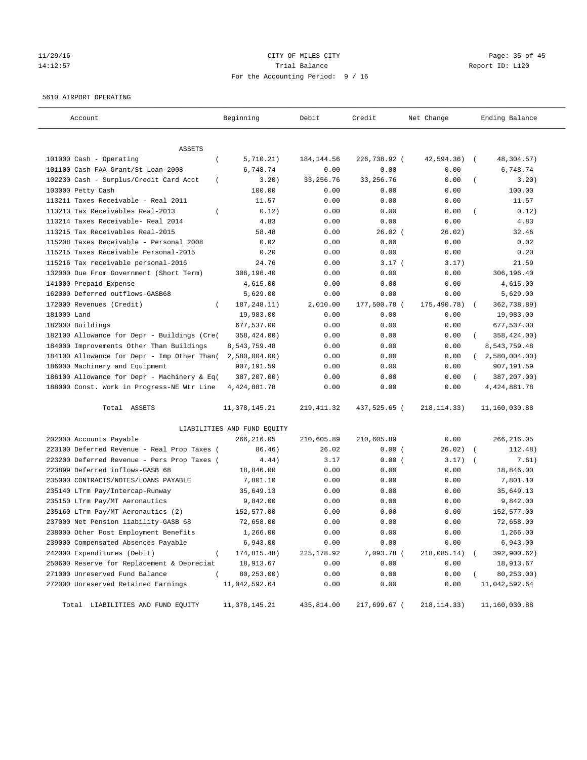11/29/16 CITY OF MILES CITY
14:12:57 Trial Balance Report ID: L120
For the Accounting Period: 9 / 16

5610 AIRPORT OPERATING

| Account | Beginning | Debit | Credit | Net Change | Ending Balance |
|---|---|---|---|---|---|
| ASSETS | | | | | |
| 101000 Cash - Operating | ( 5,710.21) | 184,144.56 | 226,738.92 ( | 42,594.36) ( | 48,304.57) |
| 101100 Cash-FAA Grant/St Loan-2008 | 6,748.74 | 0.00 | 0.00 | 0.00 | 6,748.74 |
| 102230 Cash - Surplus/Credit Card Acct | ( 3.20) | 33,256.76 | 33,256.76 | 0.00 ( | 3.20) |
| 103000 Petty Cash | 100.00 | 0.00 | 0.00 | 0.00 | 100.00 |
| 113211 Taxes Receivable - Real 2011 | 11.57 | 0.00 | 0.00 | 0.00 | 11.57 |
| 113213 Tax Receivables Real-2013 | ( 0.12) | 0.00 | 0.00 | 0.00 ( | 0.12) |
| 113214 Taxes Receivable- Real 2014 | 4.83 | 0.00 | 0.00 | 0.00 | 4.83 |
| 113215 Tax Receivables Real-2015 | 58.48 | 0.00 | 26.02 ( | 26.02) | 32.46 |
| 115208 Taxes Receivable - Personal 2008 | 0.02 | 0.00 | 0.00 | 0.00 | 0.02 |
| 115215 Taxes Receivable Personal-2015 | 0.20 | 0.00 | 0.00 | 0.00 | 0.20 |
| 115216 Tax receivable personal-2016 | 24.76 | 0.00 | 3.17 ( | 3.17) | 21.59 |
| 132000 Due From Government (Short Term) | 306,196.40 | 0.00 | 0.00 | 0.00 | 306,196.40 |
| 141000 Prepaid Expense | 4,615.00 | 0.00 | 0.00 | 0.00 | 4,615.00 |
| 162000 Deferred outflows-GASB68 | 5,629.00 | 0.00 | 0.00 | 0.00 | 5,629.00 |
| 172000 Revenues (Credit) | ( 187,248.11) | 2,010.00 | 177,500.78 ( | 175,490.78) ( | 362,738.89) |
| 181000 Land | 19,983.00 | 0.00 | 0.00 | 0.00 | 19,983.00 |
| 182000 Buildings | 677,537.00 | 0.00 | 0.00 | 0.00 | 677,537.00 |
| 182100 Allowance for Depr - Buildings (Cre( | 358,424.00) | 0.00 | 0.00 | 0.00 ( | 358,424.00) |
| 184000 Improvements Other Than Buildings | 8,543,759.48 | 0.00 | 0.00 | 0.00 | 8,543,759.48 |
| 184100 Allowance for Depr - Imp Other Than( | 2,580,004.00) | 0.00 | 0.00 | 0.00 ( | 2,580,004.00) |
| 186000 Machinery and Equipment | 907,191.59 | 0.00 | 0.00 | 0.00 | 907,191.59 |
| 186100 Allowance for Depr - Machinery & Eq( | 387,207.00) | 0.00 | 0.00 | 0.00 ( | 387,207.00) |
| 188000 Const. Work in Progress-NE Wtr Line | 4,424,881.78 | 0.00 | 0.00 | 0.00 | 4,424,881.78 |
| Total ASSETS | 11,378,145.21 | 219,411.32 | 437,525.65 ( | 218,114.33) | 11,160,030.88 |
| LIABILITIES AND FUND EQUITY | | | | | |
| 202000 Accounts Payable | 266,216.05 | 210,605.89 | 210,605.89 | 0.00 | 266,216.05 |
| 223100 Deferred Revenue - Real Prop Taxes ( | 86.46) | 26.02 | 0.00 ( | 26.02) ( | 112.48) |
| 223200 Deferred Revenue - Pers Prop Taxes ( | 4.44) | 3.17 | 0.00 ( | 3.17) ( | 7.61) |
| 223899 Deferred inflows-GASB 68 | 18,846.00 | 0.00 | 0.00 | 0.00 | 18,846.00 |
| 235000 CONTRACTS/NOTES/LOANS PAYABLE | 7,801.10 | 0.00 | 0.00 | 0.00 | 7,801.10 |
| 235140 LTrm Pay/Intercap-Runway | 35,649.13 | 0.00 | 0.00 | 0.00 | 35,649.13 |
| 235150 LTrm Pay/MT Aeronautics | 9,842.00 | 0.00 | 0.00 | 0.00 | 9,842.00 |
| 235160 LTrm Pay/MT Aeronautics (2) | 152,577.00 | 0.00 | 0.00 | 0.00 | 152,577.00 |
| 237000 Net Pension liability-GASB 68 | 72,658.00 | 0.00 | 0.00 | 0.00 | 72,658.00 |
| 238000 Other Post Employment Benefits | 1,266.00 | 0.00 | 0.00 | 0.00 | 1,266.00 |
| 239000 Compensated Absences Payable | 6,943.00 | 0.00 | 0.00 | 0.00 | 6,943.00 |
| 242000 Expenditures (Debit) | ( 174,815.48) | 225,178.92 | 7,093.78 ( | 218,085.14) ( | 392,900.62) |
| 250600 Reserve for Replacement & Depreciat | 18,913.67 | 0.00 | 0.00 | 0.00 | 18,913.67 |
| 271000 Unreserved Fund Balance | ( 80,253.00) | 0.00 | 0.00 | 0.00 ( | 80,253.00) |
| 272000 Unreserved Retained Earnings | 11,042,592.64 | 0.00 | 0.00 | 0.00 | 11,042,592.64 |
| Total LIABILITIES AND FUND EQUITY | 11,378,145.21 | 435,814.00 | 217,699.67 ( | 218,114.33) | 11,160,030.88 |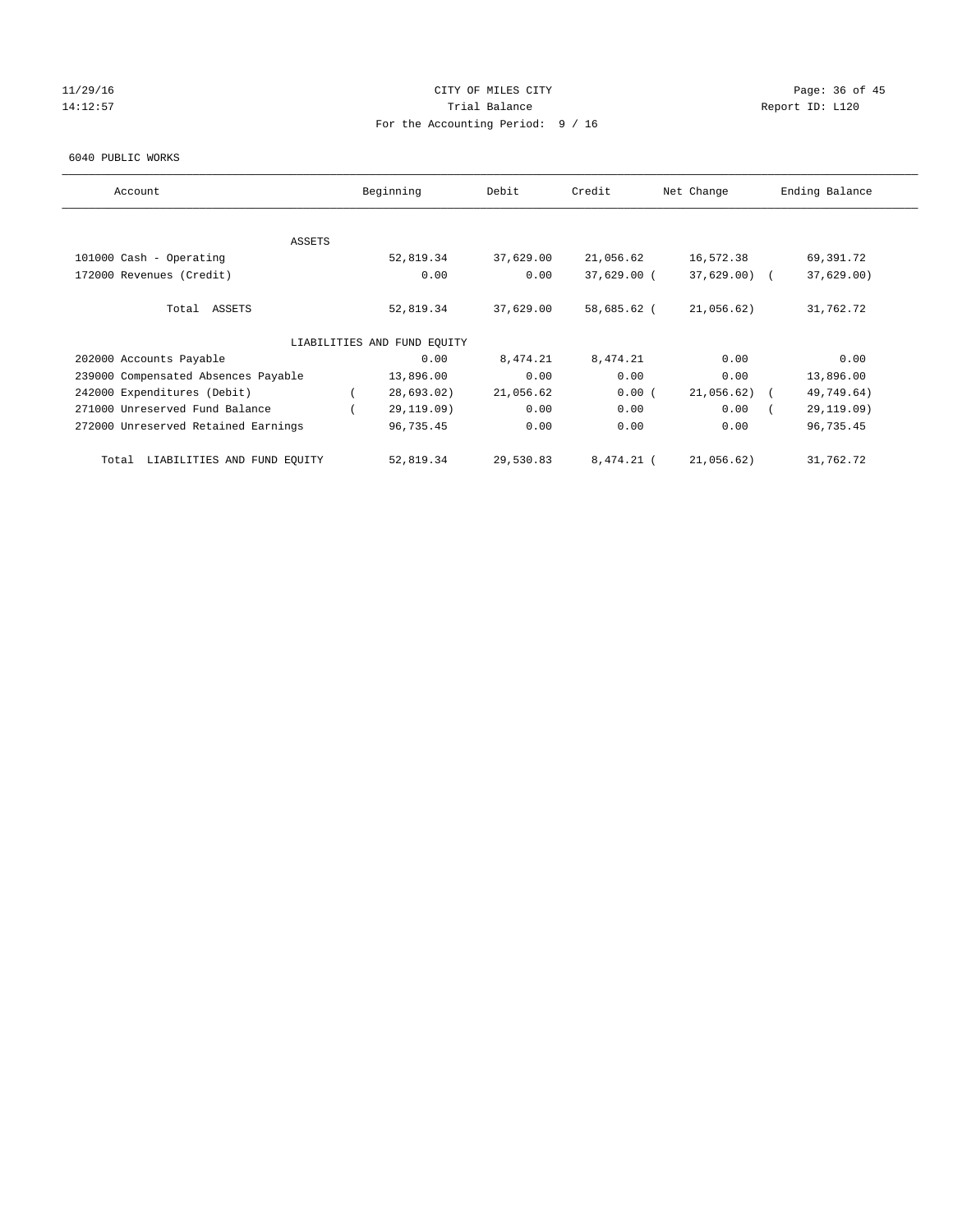CITY OF MILES CITY
Trial Balance
For the Accounting Period: 9 / 16

11/29/16
14:12:57

Report ID: L120

6040 PUBLIC WORKS

| Account | Beginning | Debit | Credit | Net Change | Ending Balance |
|---|---|---|---|---|---|
| ASSETS | | | | | |
| 101000 Cash - Operating | 52,819.34 | 37,629.00 | 21,056.62 | 16,572.38 | 69,391.72 |
| 172000 Revenues (Credit) | 0.00 | 0.00 | 37,629.00 | (37,629.00) | (37,629.00) |
| Total ASSETS | 52,819.34 | 37,629.00 | 58,685.62 | (21,056.62) | 31,762.72 |
| LIABILITIES AND FUND EQUITY | | | | | |
| 202000 Accounts Payable | 0.00 | 8,474.21 | 8,474.21 | 0.00 | 0.00 |
| 239000 Compensated Absences Payable | 13,896.00 | 0.00 | 0.00 | 0.00 | 13,896.00 |
| 242000 Expenditures (Debit) | (28,693.02) | 21,056.62 | 0.00 | (21,056.62) | (49,749.64) |
| 271000 Unreserved Fund Balance | (29,119.09) | 0.00 | 0.00 | 0.00 | (29,119.09) |
| 272000 Unreserved Retained Earnings | 96,735.45 | 0.00 | 0.00 | 0.00 | 96,735.45 |
| Total LIABILITIES AND FUND EQUITY | 52,819.34 | 29,530.83 | 8,474.21 | (21,056.62) | 31,762.72 |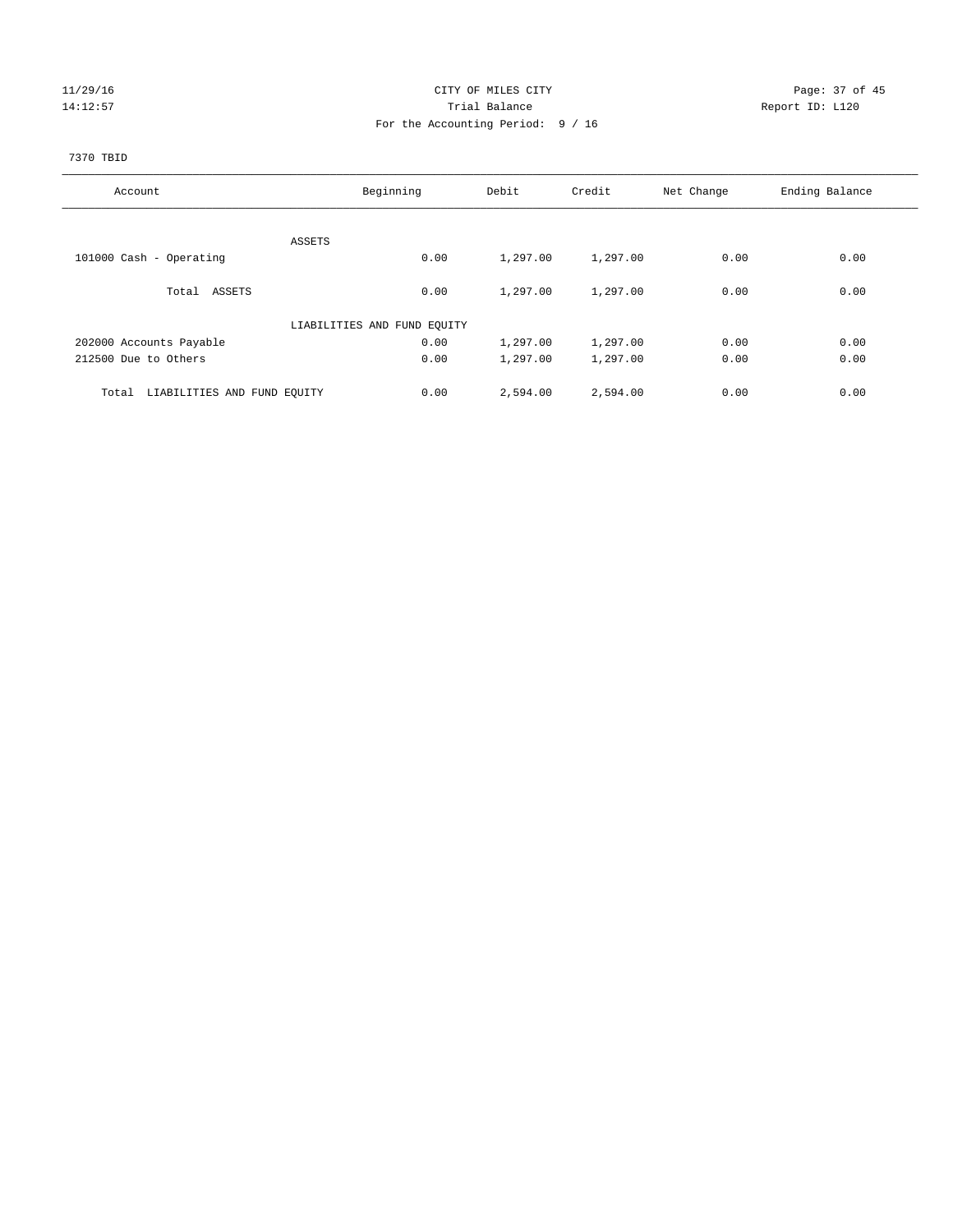CITY OF MILES CITY

Trial Balance

For the Accounting Period: 9 / 16

11/29/16 14:12:57 — Report ID: L120

7370 TBID

| Account | Beginning | Debit | Credit | Net Change | Ending Balance |
|---|---|---|---|---|---|
| ASSETS | | | | | |
| 101000 Cash - Operating | 0.00 | 1,297.00 | 1,297.00 | 0.00 | 0.00 |
| Total ASSETS | 0.00 | 1,297.00 | 1,297.00 | 0.00 | 0.00 |
| LIABILITIES AND FUND EQUITY | | | | | |
| 202000 Accounts Payable | 0.00 | 1,297.00 | 1,297.00 | 0.00 | 0.00 |
| 212500 Due to Others | 0.00 | 1,297.00 | 1,297.00 | 0.00 | 0.00 |
| Total LIABILITIES AND FUND EQUITY | 0.00 | 2,594.00 | 2,594.00 | 0.00 | 0.00 |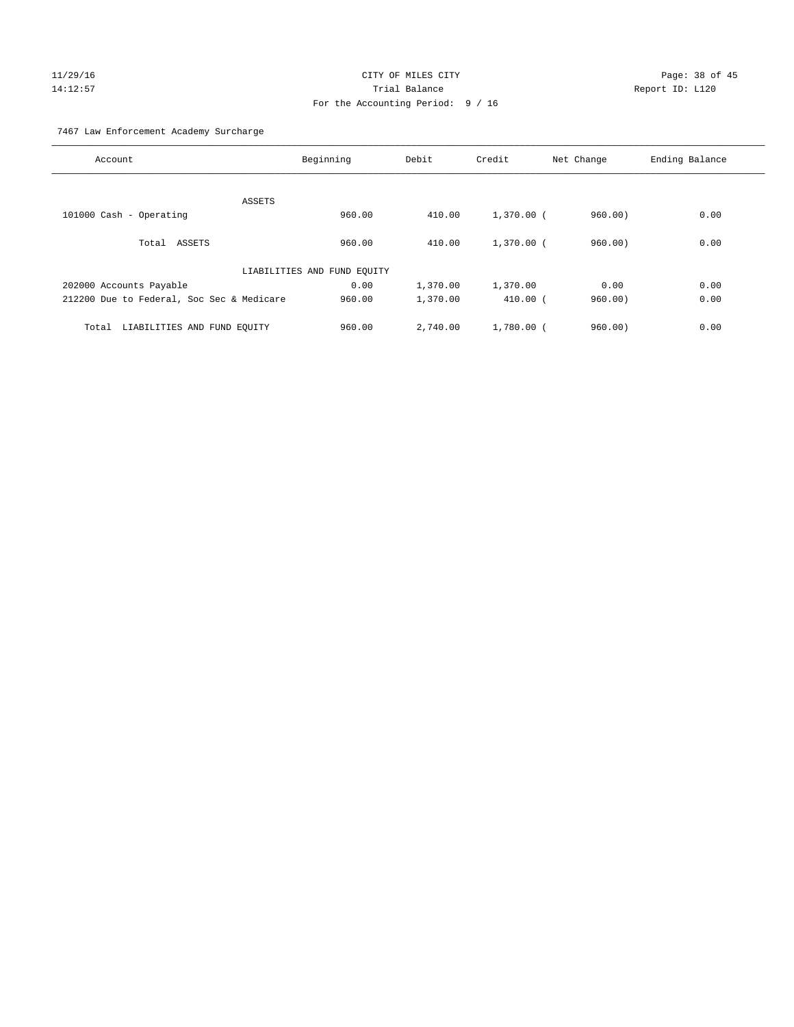CITY OF MILES CITY

Trial Balance

For the Accounting Period: 9 / 16

11/29/16 14:12:57

Report ID: L120

7467 Law Enforcement Academy Surcharge

| Account | Beginning | Debit | Credit | Net Change | Ending Balance |
|---|---|---|---|---|---|
| ASSETS | | | | | |
| 101000 Cash - Operating | 960.00 | 410.00 | 1,370.00 | ( 960.00) | 0.00 |
| Total ASSETS | 960.00 | 410.00 | 1,370.00 | ( 960.00) | 0.00 |
| LIABILITIES AND FUND EQUITY | | | | | |
| 202000 Accounts Payable | 0.00 | 1,370.00 | 1,370.00 | 0.00 | 0.00 |
| 212200 Due to Federal, Soc Sec & Medicare | 960.00 | 1,370.00 | 410.00 | ( 960.00) | 0.00 |
| Total LIABILITIES AND FUND EQUITY | 960.00 | 2,740.00 | 1,780.00 | ( 960.00) | 0.00 |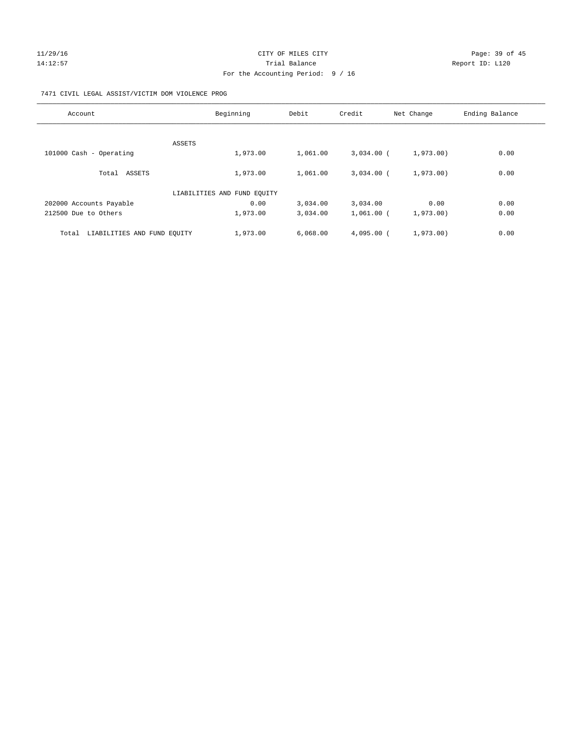CITY OF MILES CITY

Trial Balance

For the Accounting Period: 9 / 16

11/29/16
14:12:57

Report ID: L120

7471 CIVIL LEGAL ASSIST/VICTIM DOM VIOLENCE PROG

| Account | Beginning | Debit | Credit | Net Change | Ending Balance |
|---|---|---|---|---|---|
| ASSETS | | | | | |
| 101000 Cash - Operating | 1,973.00 | 1,061.00 | 3,034.00 | ( 1,973.00) | 0.00 |
| Total ASSETS | 1,973.00 | 1,061.00 | 3,034.00 | ( 1,973.00) | 0.00 |
| LIABILITIES AND FUND EQUITY | | | | | |
| 202000 Accounts Payable | 0.00 | 3,034.00 | 3,034.00 | 0.00 | 0.00 |
| 212500 Due to Others | 1,973.00 | 3,034.00 | 1,061.00 | ( 1,973.00) | 0.00 |
| Total LIABILITIES AND FUND EQUITY | 1,973.00 | 6,068.00 | 4,095.00 | ( 1,973.00) | 0.00 |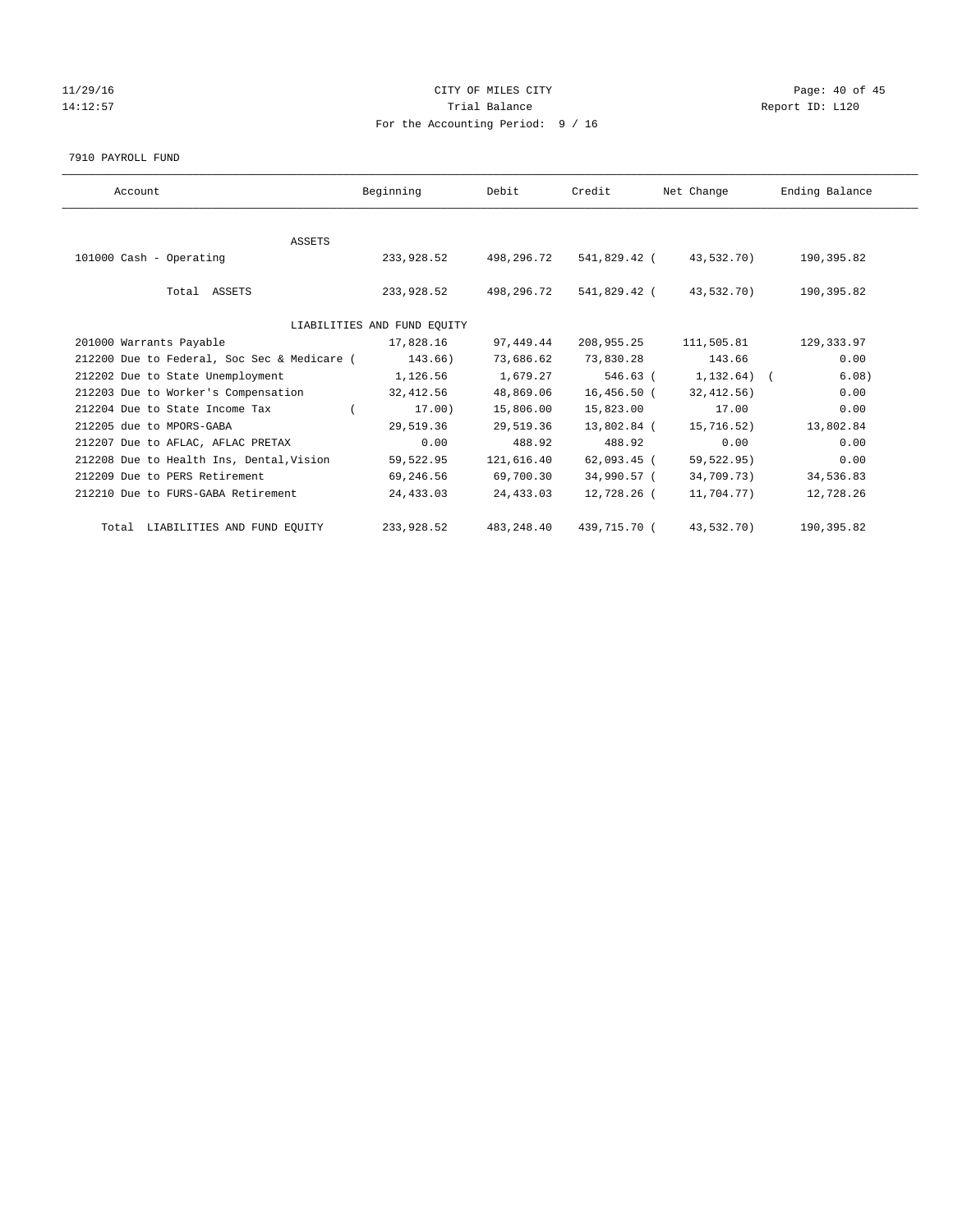CITY OF MILES CITY

Trial Balance

For the Accounting Period: 9 / 16

11/29/16
14:12:57

Report ID: L120

7910 PAYROLL FUND

| Account | Beginning | Debit | Credit | Net Change | Ending Balance |
|---|---|---|---|---|---|
| ASSETS | | | | | |
| 101000 Cash - Operating | 233,928.52 | 498,296.72 | 541,829.42 | ( 43,532.70) | 190,395.82 |
| Total ASSETS | 233,928.52 | 498,296.72 | 541,829.42 | ( 43,532.70) | 190,395.82 |
| LIABILITIES AND FUND EQUITY | | | | | |
| 201000 Warrants Payable | 17,828.16 | 97,449.44 | 208,955.25 | 111,505.81 | 129,333.97 |
| 212200 Due to Federal, Soc Sec & Medicare | ( 143.66) | 73,686.62 | 73,830.28 | 143.66 | 0.00 |
| 212202 Due to State Unemployment | 1,126.56 | 1,679.27 | 546.63 | ( 1,132.64) | ( 6.08) |
| 212203 Due to Worker's Compensation | 32,412.56 | 48,869.06 | 16,456.50 | ( 32,412.56) | 0.00 |
| 212204 Due to State Income Tax | ( 17.00) | 15,806.00 | 15,823.00 | 17.00 | 0.00 |
| 212205 due to MPORS-GABA | 29,519.36 | 29,519.36 | 13,802.84 | ( 15,716.52) | 13,802.84 |
| 212207 Due to AFLAC, AFLAC PRETAX | 0.00 | 488.92 | 488.92 | 0.00 | 0.00 |
| 212208 Due to Health Ins, Dental,Vision | 59,522.95 | 121,616.40 | 62,093.45 | ( 59,522.95) | 0.00 |
| 212209 Due to PERS Retirement | 69,246.56 | 69,700.30 | 34,990.57 | ( 34,709.73) | 34,536.83 |
| 212210 Due to FURS-GABA Retirement | 24,433.03 | 24,433.03 | 12,728.26 | ( 11,704.77) | 12,728.26 |
| Total LIABILITIES AND FUND EQUITY | 233,928.52 | 483,248.40 | 439,715.70 | ( 43,532.70) | 190,395.82 |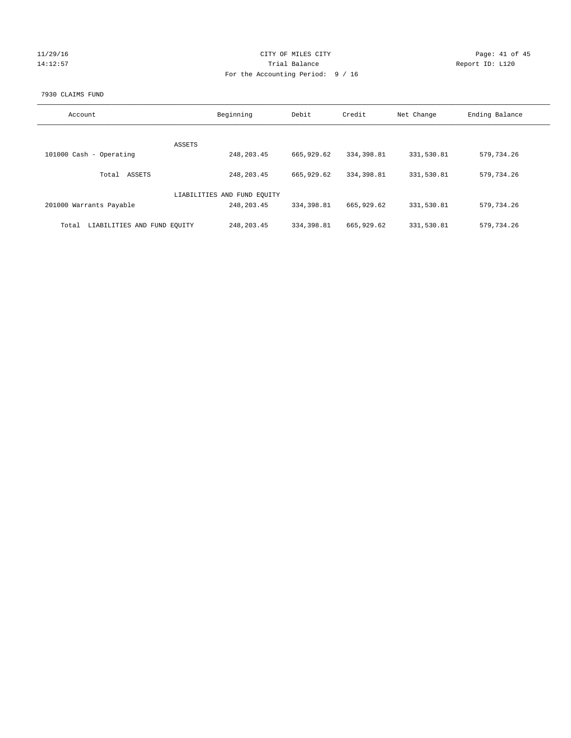CITY OF MILES CITY

Trial Balance

For the Accounting Period: 9 / 16

7930 CLAIMS FUND

| Account | Beginning | Debit | Credit | Net Change | Ending Balance |
|---|---|---|---|---|---|
| ASSETS | | | | | |
| 101000 Cash - Operating | 248,203.45 | 665,929.62 | 334,398.81 | 331,530.81 | 579,734.26 |
| Total ASSETS | 248,203.45 | 665,929.62 | 334,398.81 | 331,530.81 | 579,734.26 |
| LIABILITIES AND FUND EQUITY | | | | | |
| 201000 Warrants Payable | 248,203.45 | 334,398.81 | 665,929.62 | 331,530.81 | 579,734.26 |
| Total LIABILITIES AND FUND EQUITY | 248,203.45 | 334,398.81 | 665,929.62 | 331,530.81 | 579,734.26 |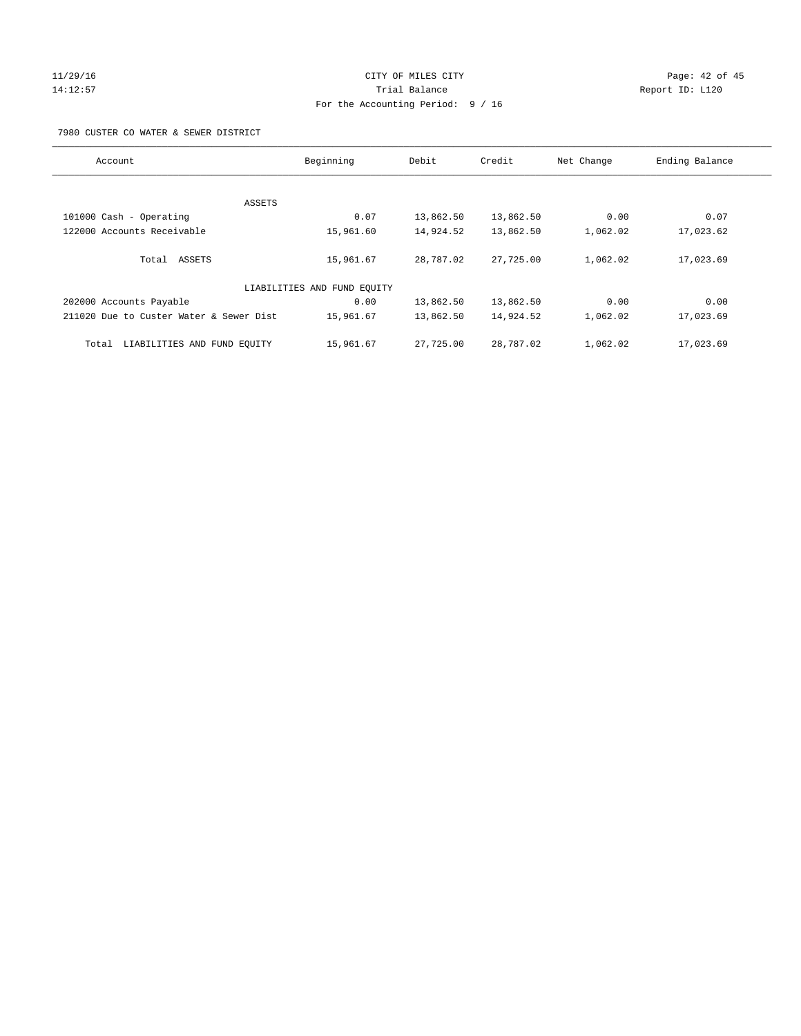CITY OF MILES CITY
Trial Balance
For the Accounting Period: 9 / 16

11/29/16
14:12:57

Report ID: L120

7980 CUSTER CO WATER & SEWER DISTRICT

| Account | Beginning | Debit | Credit | Net Change | Ending Balance |
|---|---|---|---|---|---|
| ASSETS | | | | | |
| 101000 Cash - Operating | 0.07 | 13,862.50 | 13,862.50 | 0.00 | 0.07 |
| 122000 Accounts Receivable | 15,961.60 | 14,924.52 | 13,862.50 | 1,062.02 | 17,023.62 |
| Total ASSETS | 15,961.67 | 28,787.02 | 27,725.00 | 1,062.02 | 17,023.69 |
| LIABILITIES AND FUND EQUITY | | | | | |
| 202000 Accounts Payable | 0.00 | 13,862.50 | 13,862.50 | 0.00 | 0.00 |
| 211020 Due to Custer Water & Sewer Dist | 15,961.67 | 13,862.50 | 14,924.52 | 1,062.02 | 17,023.69 |
| Total LIABILITIES AND FUND EQUITY | 15,961.67 | 27,725.00 | 28,787.02 | 1,062.02 | 17,023.69 |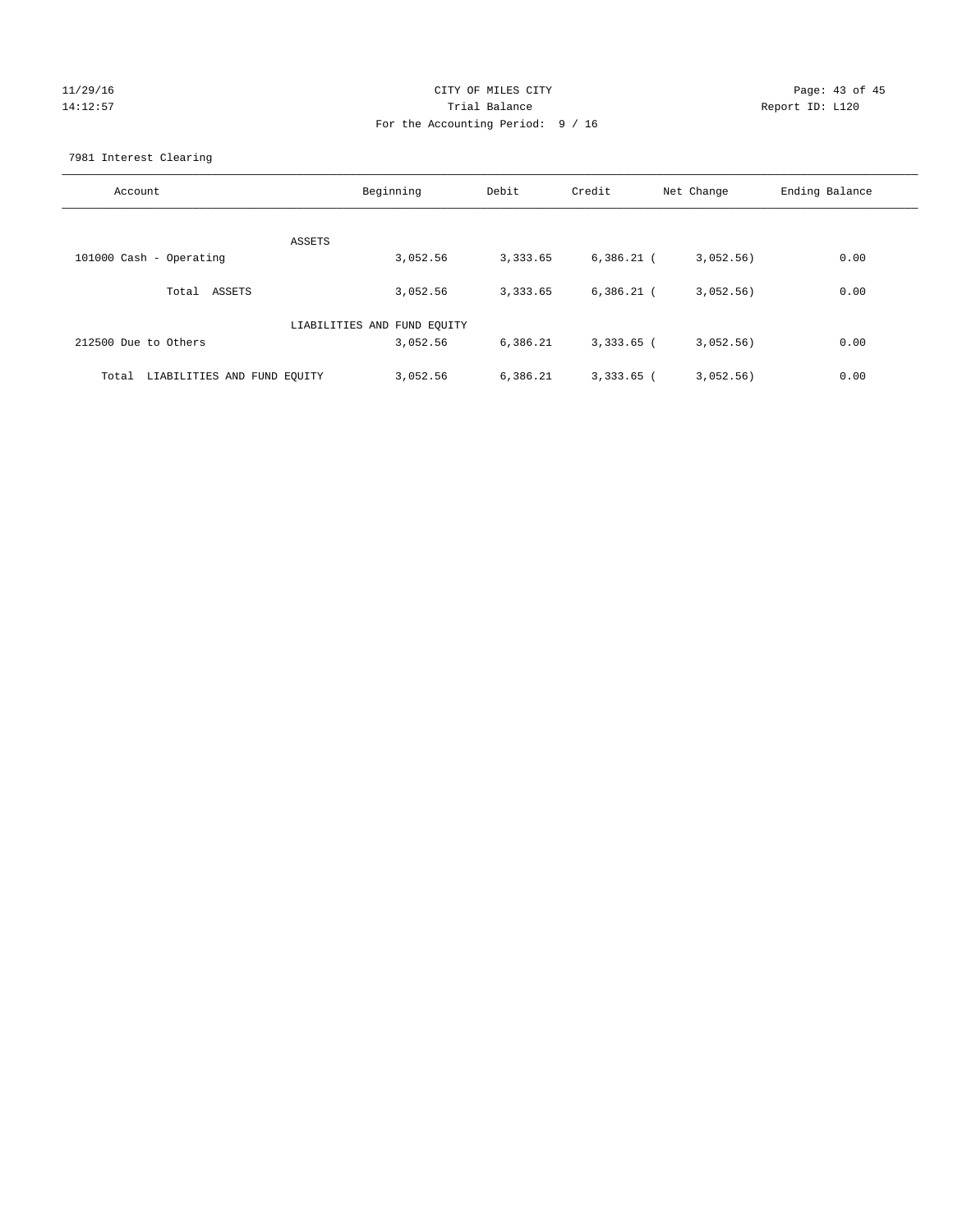CITY OF MILES CITY
Trial Balance
For the Accounting Period: 9 / 16

11/29/16
14:12:57

Report ID: L120

7981 Interest Clearing

| Account | Beginning | Debit | Credit | Net Change | Ending Balance |
|---|---|---|---|---|---|
| ASSETS | | | | | |
| 101000 Cash - Operating | 3,052.56 | 3,333.65 | 6,386.21 | ( 3,052.56) | 0.00 |
| Total ASSETS | 3,052.56 | 3,333.65 | 6,386.21 | ( 3,052.56) | 0.00 |
| LIABILITIES AND FUND EQUITY | | | | | |
| 212500 Due to Others | 3,052.56 | 6,386.21 | 3,333.65 | ( 3,052.56) | 0.00 |
| Total LIABILITIES AND FUND EQUITY | 3,052.56 | 6,386.21 | 3,333.65 | ( 3,052.56) | 0.00 |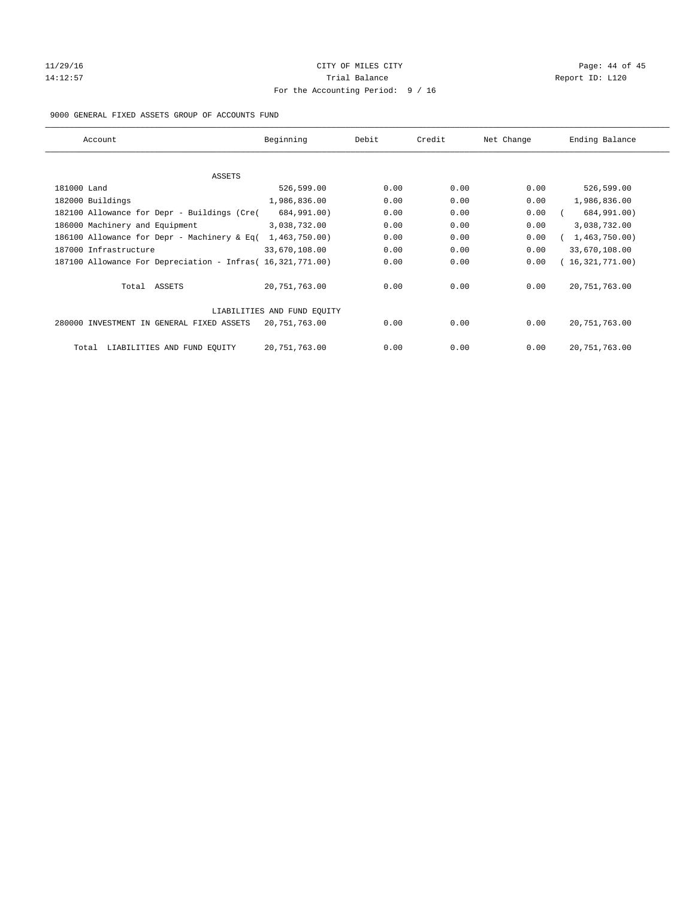CITY OF MILES CITY

Trial Balance

For the Accounting Period: 9 / 16

11/29/16
14:12:57

Report ID: L120

9000 GENERAL FIXED ASSETS GROUP OF ACCOUNTS FUND

| Account | Beginning | Debit | Credit | Net Change | Ending Balance |
|---|---|---|---|---|---|
| ASSETS | | | | | |
| 181000 Land | 526,599.00 | 0.00 | 0.00 | 0.00 | 526,599.00 |
| 182000 Buildings | 1,986,836.00 | 0.00 | 0.00 | 0.00 | 1,986,836.00 |
| 182100 Allowance for Depr - Buildings (Cre( | 684,991.00) | 0.00 | 0.00 | 0.00 | ( 684,991.00) |
| 186000 Machinery and Equipment | 3,038,732.00 | 0.00 | 0.00 | 0.00 | 3,038,732.00 |
| 186100 Allowance for Depr - Machinery & Eq( | 1,463,750.00) | 0.00 | 0.00 | 0.00 | ( 1,463,750.00) |
| 187000 Infrastructure | 33,670,108.00 | 0.00 | 0.00 | 0.00 | 33,670,108.00 |
| 187100 Allowance For Depreciation - Infras( | 16,321,771.00) | 0.00 | 0.00 | 0.00 | ( 16,321,771.00) |
| Total ASSETS | 20,751,763.00 | 0.00 | 0.00 | 0.00 | 20,751,763.00 |
| LIABILITIES AND FUND EQUITY | | | | | |
| 280000 INVESTMENT IN GENERAL FIXED ASSETS | 20,751,763.00 | 0.00 | 0.00 | 0.00 | 20,751,763.00 |
| Total LIABILITIES AND FUND EQUITY | 20,751,763.00 | 0.00 | 0.00 | 0.00 | 20,751,763.00 |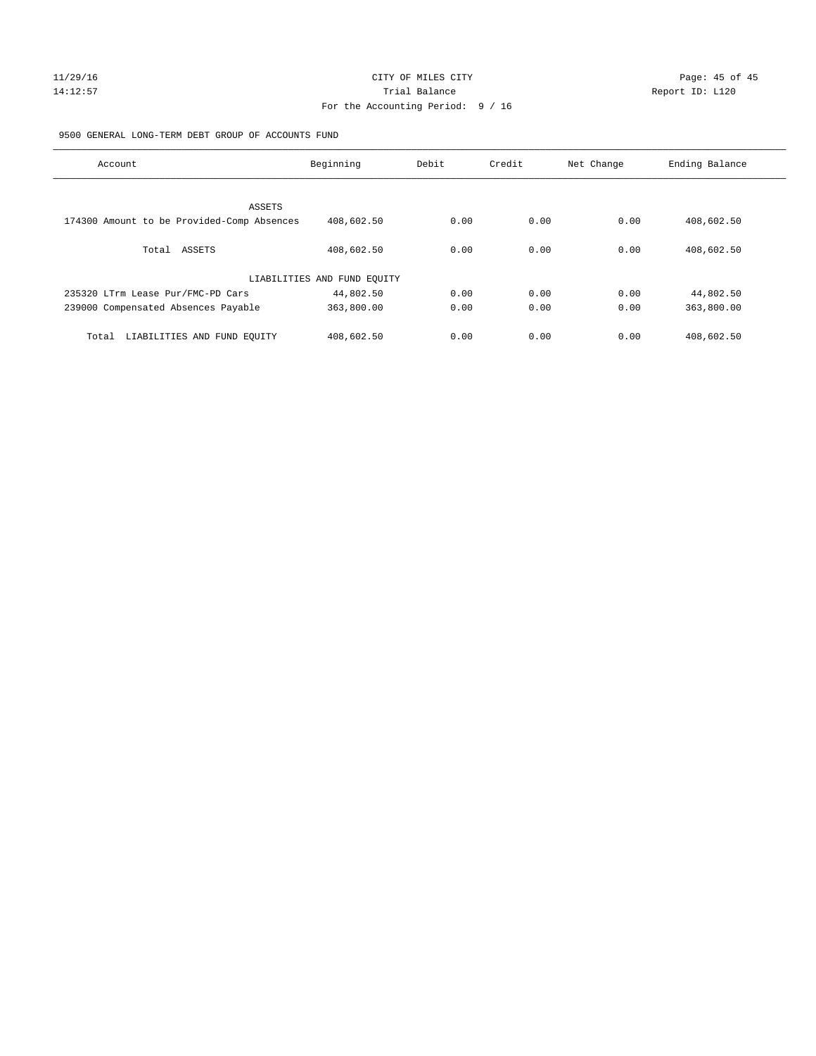CITY OF MILES CITY

Trial Balance

For the Accounting Period: 9 / 16

9500 GENERAL LONG-TERM DEBT GROUP OF ACCOUNTS FUND

| Account | Beginning | Debit | Credit | Net Change | Ending Balance |
|---|---|---|---|---|---|
| ASSETS | | | | | |
| 174300 Amount to be Provided-Comp Absences | 408,602.50 | 0.00 | 0.00 | 0.00 | 408,602.50 |
| Total ASSETS | 408,602.50 | 0.00 | 0.00 | 0.00 | 408,602.50 |
| LIABILITIES AND FUND EQUITY | | | | | |
| 235320 LTrm Lease Pur/FMC-PD Cars | 44,802.50 | 0.00 | 0.00 | 0.00 | 44,802.50 |
| 239000 Compensated Absences Payable | 363,800.00 | 0.00 | 0.00 | 0.00 | 363,800.00 |
| Total LIABILITIES AND FUND EQUITY | 408,602.50 | 0.00 | 0.00 | 0.00 | 408,602.50 |